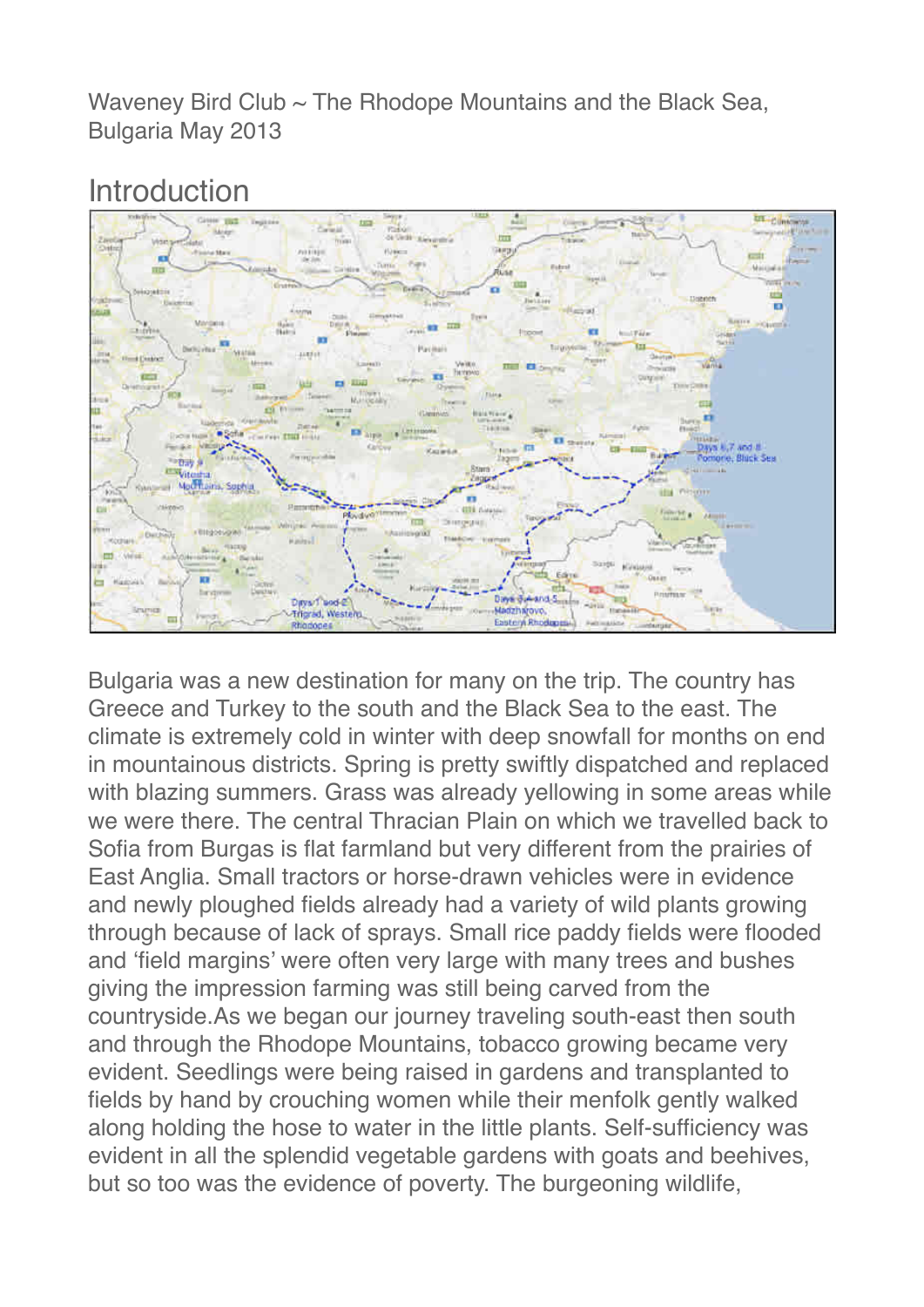Waveney Bird Club ~ The Rhodope Mountains and the Black Sea, Bulgaria May 2013

# Introduction

Bulgaria was a new destination for many on the trip. The country has Greece and Turkey to the south and the Black Sea to the east. The climate is extremely cold in winter with deep snowfall for months on end in mountainous districts. Spring is pretty swiftly dispatched and replaced with blazing summers. Grass was already yellowing in some areas while we were there. The central Thracian Plain on which we travelled back to Sofia from Burgas is flat farmland but very different from the prairies of East Anglia. Small tractors or horse-drawn vehicles were in evidence and newly ploughed fields already had a variety of wild plants growing through because of lack of sprays. Small rice paddy fields were flooded and 'field margins' were often very large with many trees and bushes giving the impression farming was still being carved from the countryside.As we began our journey traveling south-east then south and through the Rhodope Mountains, tobacco growing became very evident. Seedlings were being raised in gardens and transplanted to fields by hand by crouching women while their menfolk gently walked along holding the hose to water in the little plants. Self-sufficiency was evident in all the splendid vegetable gardens with goats and beehives, but so too was the evidence of poverty. The burgeoning wildlife,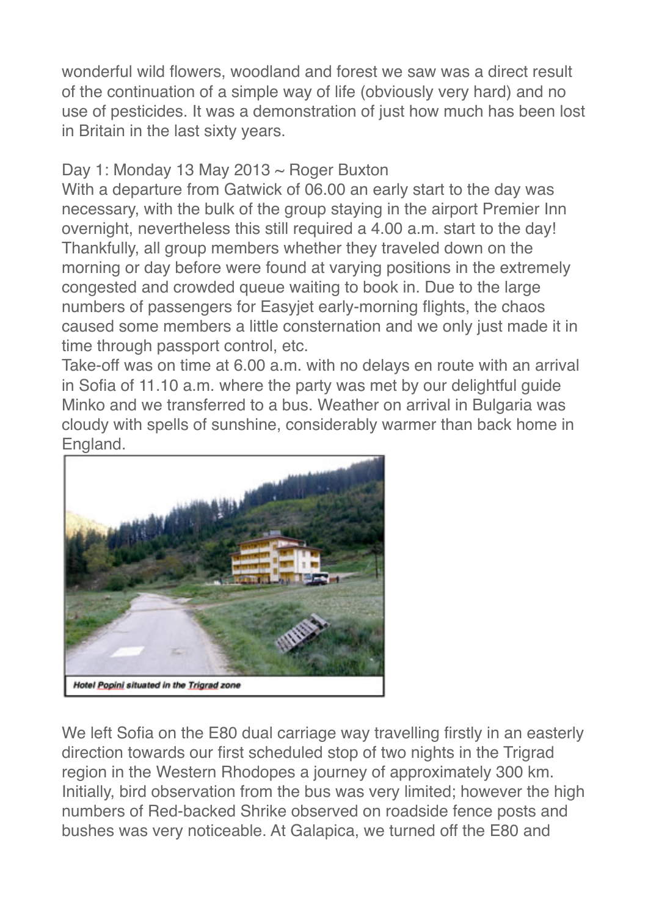wonderful wild flowers, woodland and forest we saw was a direct result of the continuation of a simple way of life (obviously very hard) and no use of pesticides. It was a demonstration of just how much has been lost in Britain in the last sixty years.

Day 1: Monday 13 May 2013 ~ Roger Buxton

With a departure from Gatwick of 06.00 an early start to the day was necessary, with the bulk of the group staying in the airport Premier Inn overnight, nevertheless this still required a 4.00 a.m. start to the day! Thankfully, all group members whether they traveled down on the morning or day before were found at varying positions in the extremely congested and crowded queue waiting to book in. Due to the large numbers of passengers for Easyjet early-morning flights, the chaos caused some members a little consternation and we only just made it in time through passport control, etc.

Take-off was on time at 6.00 a.m. with no delays en route with an arrival in Sofia of 11.10 a.m. where the party was met by our delightful guide Minko and we transferred to a bus. Weather on arrival in Bulgaria was cloudy with spells of sunshine, considerably warmer than back home in England.

*Hotel Popini situated in the Trigrad zone*

We left Sofia on the E80 dual carriage way travelling firstly in an easterly direction towards our first scheduled stop of two nights in the Trigrad region in the Western Rhodopes a journey of approximately 300 km. Initially, bird observation from the bus was very limited; however the high numbers of Red-backed Shrike observed on roadside fence posts and bushes was very noticeable. At Galapica, we turned off the E80 and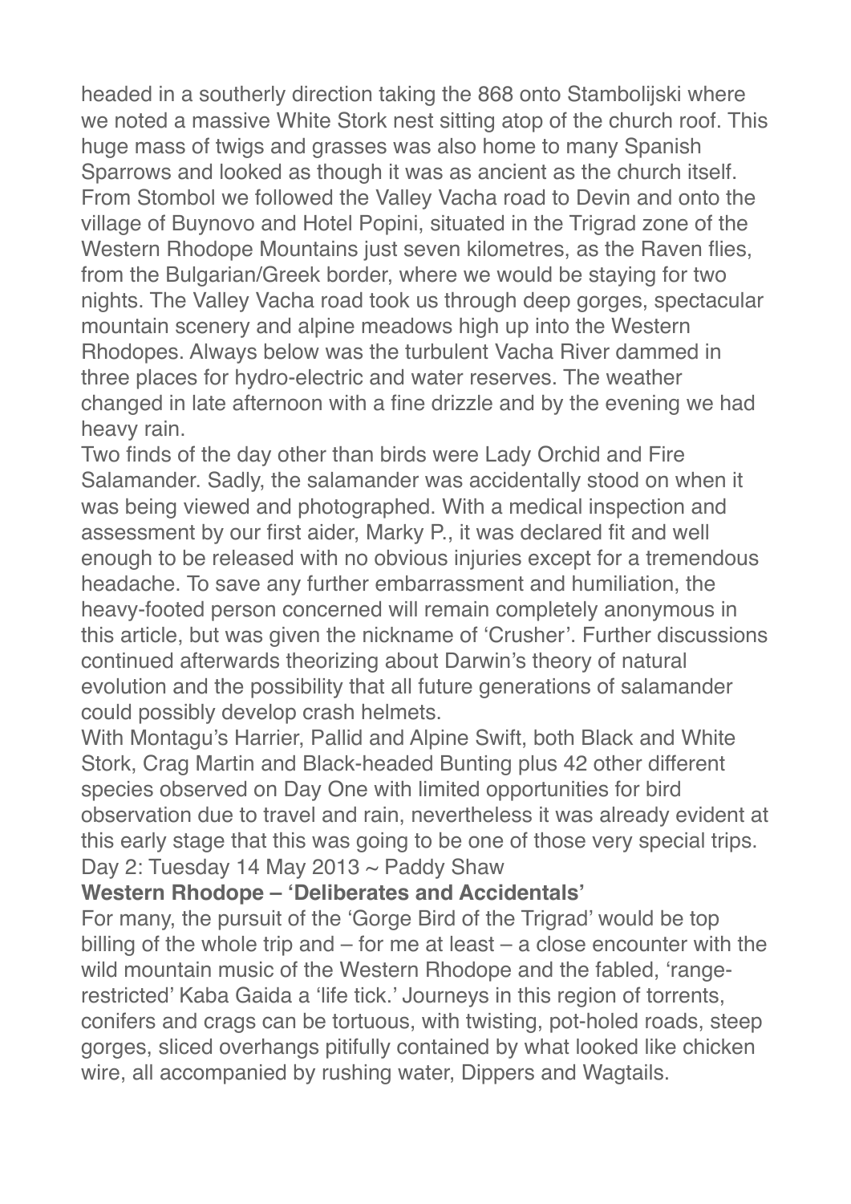headed in a southerly direction taking the 868 onto Stambolijski where we noted a massive White Stork nest sitting atop of the church roof. This huge mass of twigs and grasses was also home to many Spanish Sparrows and looked as though it was as ancient as the church itself. From Stombol we followed the Valley Vacha road to Devin and onto the village of Buynovo and Hotel Popini, situated in the Trigrad zone of the Western Rhodope Mountains just seven kilometres, as the Raven flies, from the Bulgarian/Greek border, where we would be staying for two nights. The Valley Vacha road took us through deep gorges, spectacular mountain scenery and alpine meadows high up into the Western Rhodopes. Always below was the turbulent Vacha River dammed in three places for hydro-electric and water reserves. The weather changed in late afternoon with a fine drizzle and by the evening we had heavy rain.

Two finds of the day other than birds were Lady Orchid and Fire Salamander. Sadly, the salamander was accidentally stood on when it was being viewed and photographed. With a medical inspection and assessment by our first aider, Marky P., it was declared fit and well enough to be released with no obvious injuries except for a tremendous headache. To save any further embarrassment and humiliation, the heavy-footed person concerned will remain completely anonymous in this article, but was given the nickname of 'Crusher'. Further discussions continued afterwards theorizing about Darwin's theory of natural evolution and the possibility that all future generations of salamander could possibly develop crash helmets.

With Montagu's Harrier, Pallid and Alpine Swift, both Black and White Stork, Crag Martin and Black-headed Bunting plus 42 other different species observed on Day One with limited opportunities for bird observation due to travel and rain, nevertheless it was already evident at this early stage that this was going to be one of those very special trips.

Day 2: Tuesday 14 May 2013 ~ Paddy Shaw

**Western Rhodope – 'Deliberates and Accidentals'**

For many, the pursuit of the 'Gorge Bird of the Trigrad' would be top billing of the whole trip and – for me at least – a close encounter with the wild mountain music of the Western Rhodope and the fabled, 'range-restricted' Kaba Gaida a 'life tick.' Journeys in this region of torrents, conifers and crags can be tortuous, with twisting, pot-holed roads, steep gorges, sliced overhangs pitifully contained by what looked like chicken wire, all accompanied by rushing water, Dippers and Wagtails.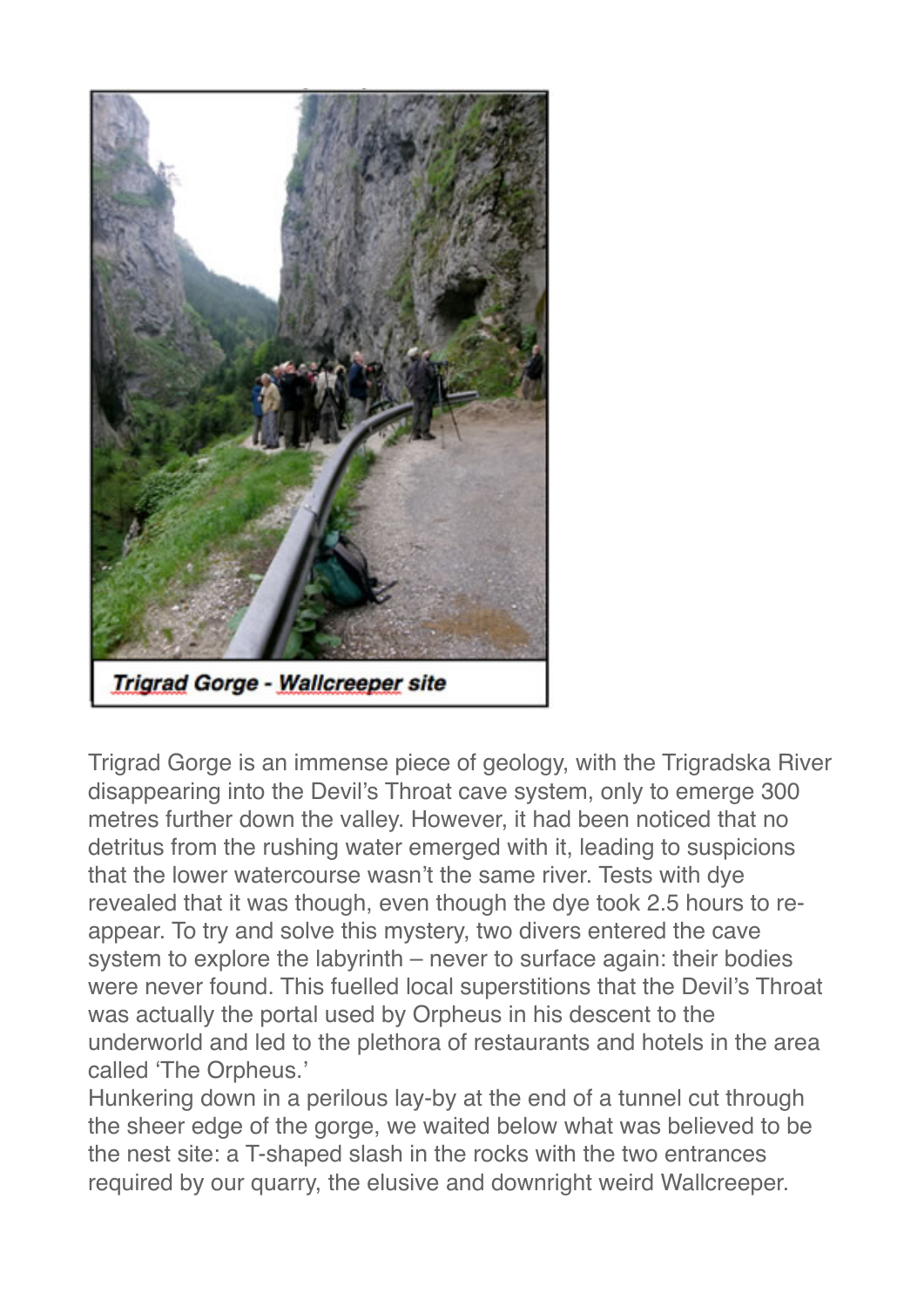Trigrad Gorge - Wallcreeper site

Trigrad Gorge is an immense piece of geology, with the Trigradska River disappearing into the Devil's Throat cave system, only to emerge 300 metres further down the valley. However, it had been noticed that no detritus from the rushing water emerged with it, leading to suspicions that the lower watercourse wasn't the same river. Tests with dye revealed that it was though, even though the dye took 2.5 hours to re-appear. To try and solve this mystery, two divers entered the cave system to explore the labyrinth – never to surface again: their bodies were never found. This fuelled local superstitions that the Devil's Throat was actually the portal used by Orpheus in his descent to the underworld and led to the plethora of restaurants and hotels in the area called 'The Orpheus.'

Hunkering down in a perilous lay-by at the end of a tunnel cut through the sheer edge of the gorge, we waited below what was believed to be the nest site: a T-shaped slash in the rocks with the two entrances required by our quarry, the elusive and downright weird Wallcreeper.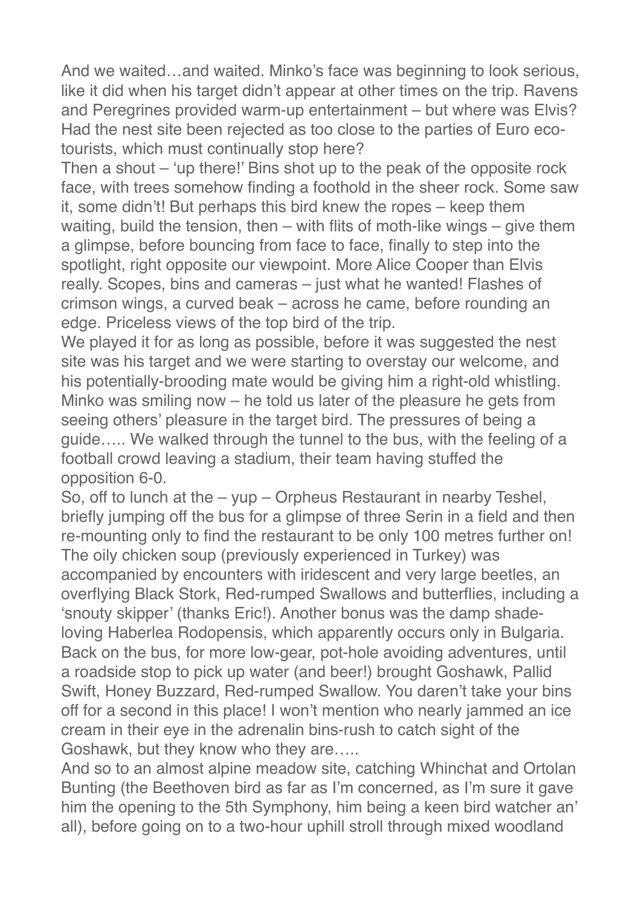And we waited…and waited. Minko's face was beginning to look serious, like it did when his target didn't appear at other times on the trip. Ravens and Peregrines provided warm-up entertainment – but where was Elvis? Had the nest site been rejected as too close to the parties of Euro eco-tourists, which must continually stop here?

Then a shout – 'up there!' Bins shot up to the peak of the opposite rock face, with trees somehow finding a foothold in the sheer rock. Some saw it, some didn't! But perhaps this bird knew the ropes – keep them waiting, build the tension, then – with flits of moth-like wings – give them a glimpse, before bouncing from face to face, finally to step into the spotlight, right opposite our viewpoint. More Alice Cooper than Elvis really. Scopes, bins and cameras – just what he wanted! Flashes of crimson wings, a curved beak – across he came, before rounding an edge. Priceless views of the top bird of the trip.

We played it for as long as possible, before it was suggested the nest site was his target and we were starting to overstay our welcome, and his potentially-brooding mate would be giving him a right-old whistling. Minko was smiling now – he told us later of the pleasure he gets from seeing others' pleasure in the target bird. The pressures of being a guide….. We walked through the tunnel to the bus, with the feeling of a football crowd leaving a stadium, their team having stuffed the opposition 6-0.

So, off to lunch at the – yup – Orpheus Restaurant in nearby Teshel, briefly jumping off the bus for a glimpse of three Serin in a field and then re-mounting only to find the restaurant to be only 100 metres further on! The oily chicken soup (previously experienced in Turkey) was accompanied by encounters with iridescent and very large beetles, an overflying Black Stork, Red-rumped Swallows and butterflies, including a 'snouty skipper' (thanks Eric!). Another bonus was the damp shade-loving Haberlea Rodopensis, which apparently occurs only in Bulgaria. Back on the bus, for more low-gear, pot-hole avoiding adventures, until a roadside stop to pick up water (and beer!) brought Goshawk, Pallid Swift, Honey Buzzard, Red-rumped Swallow. You daren't take your bins off for a second in this place! I won't mention who nearly jammed an ice cream in their eye in the adrenalin bins-rush to catch sight of the Goshawk, but they know who they are…..

And so to an almost alpine meadow site, catching Whinchat and Ortolan Bunting (the Beethoven bird as far as I'm concerned, as I'm sure it gave him the opening to the 5th Symphony, him being a keen bird watcher an' all), before going on to a two-hour uphill stroll through mixed woodland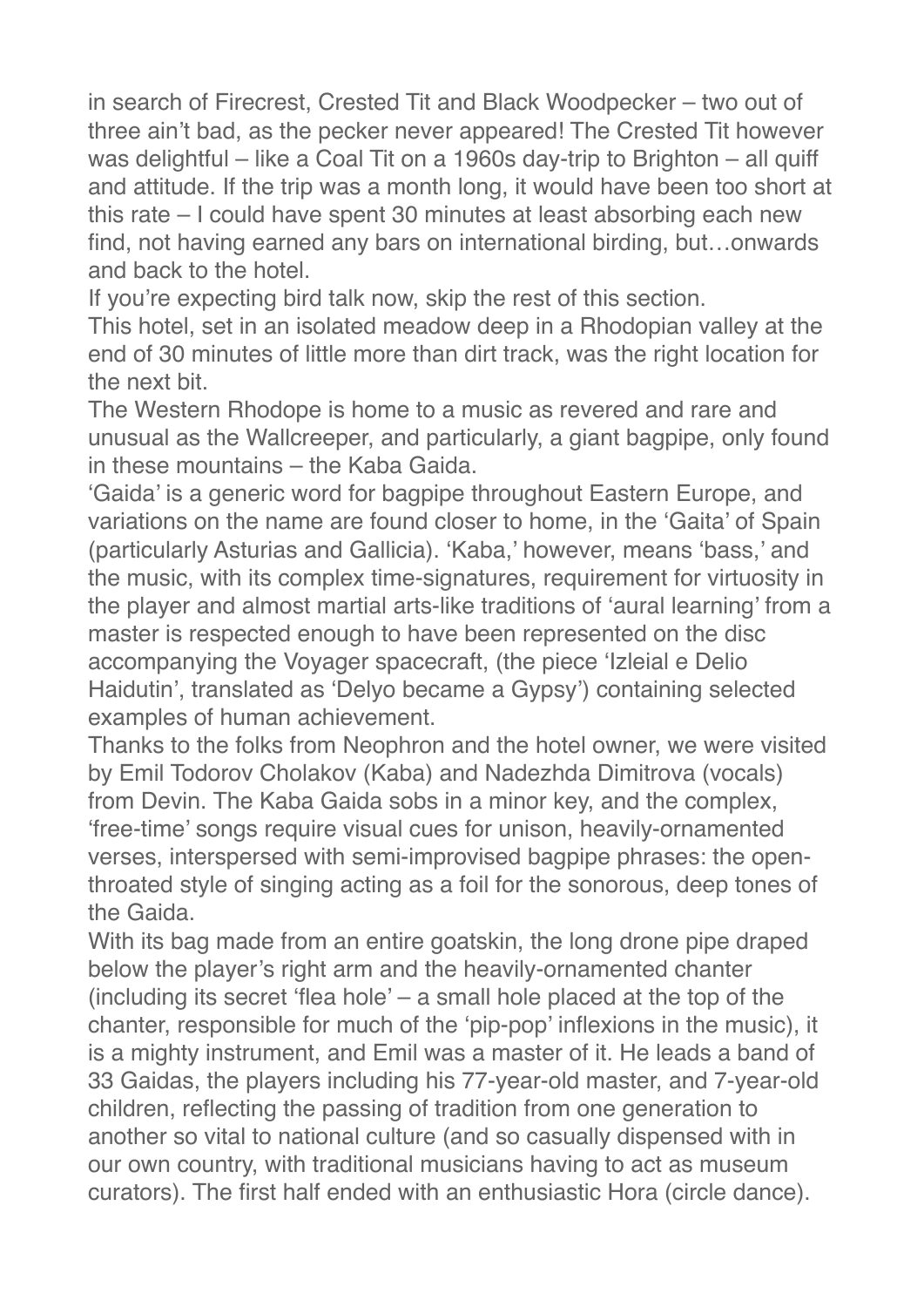in search of Firecrest, Crested Tit and Black Woodpecker – two out of three ain't bad, as the pecker never appeared! The Crested Tit however was delightful – like a Coal Tit on a 1960s day-trip to Brighton – all quiff and attitude. If the trip was a month long, it would have been too short at this rate – I could have spent 30 minutes at least absorbing each new find, not having earned any bars on international birding, but…onwards and back to the hotel.

If you're expecting bird talk now, skip the rest of this section.

This hotel, set in an isolated meadow deep in a Rhodopian valley at the end of 30 minutes of little more than dirt track, was the right location for the next bit.

The Western Rhodope is home to a music as revered and rare and unusual as the Wallcreeper, and particularly, a giant bagpipe, only found in these mountains – the Kaba Gaida.

'Gaida' is a generic word for bagpipe throughout Eastern Europe, and variations on the name are found closer to home, in the 'Gaita' of Spain (particularly Asturias and Gallicia). 'Kaba,' however, means 'bass,' and the music, with its complex time-signatures, requirement for virtuosity in the player and almost martial arts-like traditions of 'aural learning' from a master is respected enough to have been represented on the disc accompanying the Voyager spacecraft, (the piece 'Izleial e Delio Haidutin', translated as 'Delyo became a Gypsy') containing selected examples of human achievement.

Thanks to the folks from Neophron and the hotel owner, we were visited by Emil Todorov Cholakov (Kaba) and Nadezhda Dimitrova (vocals) from Devin. The Kaba Gaida sobs in a minor key, and the complex, 'free-time' songs require visual cues for unison, heavily-ornamented verses, interspersed with semi-improvised bagpipe phrases: the open-throated style of singing acting as a foil for the sonorous, deep tones of the Gaida.

With its bag made from an entire goatskin, the long drone pipe draped below the player's right arm and the heavily-ornamented chanter (including its secret 'flea hole' – a small hole placed at the top of the chanter, responsible for much of the 'pip-pop' inflexions in the music), it is a mighty instrument, and Emil was a master of it. He leads a band of 33 Gaidas, the players including his 77-year-old master, and 7-year-old children, reflecting the passing of tradition from one generation to another so vital to national culture (and so casually dispensed with in our own country, with traditional musicians having to act as museum curators). The first half ended with an enthusiastic Hora (circle dance).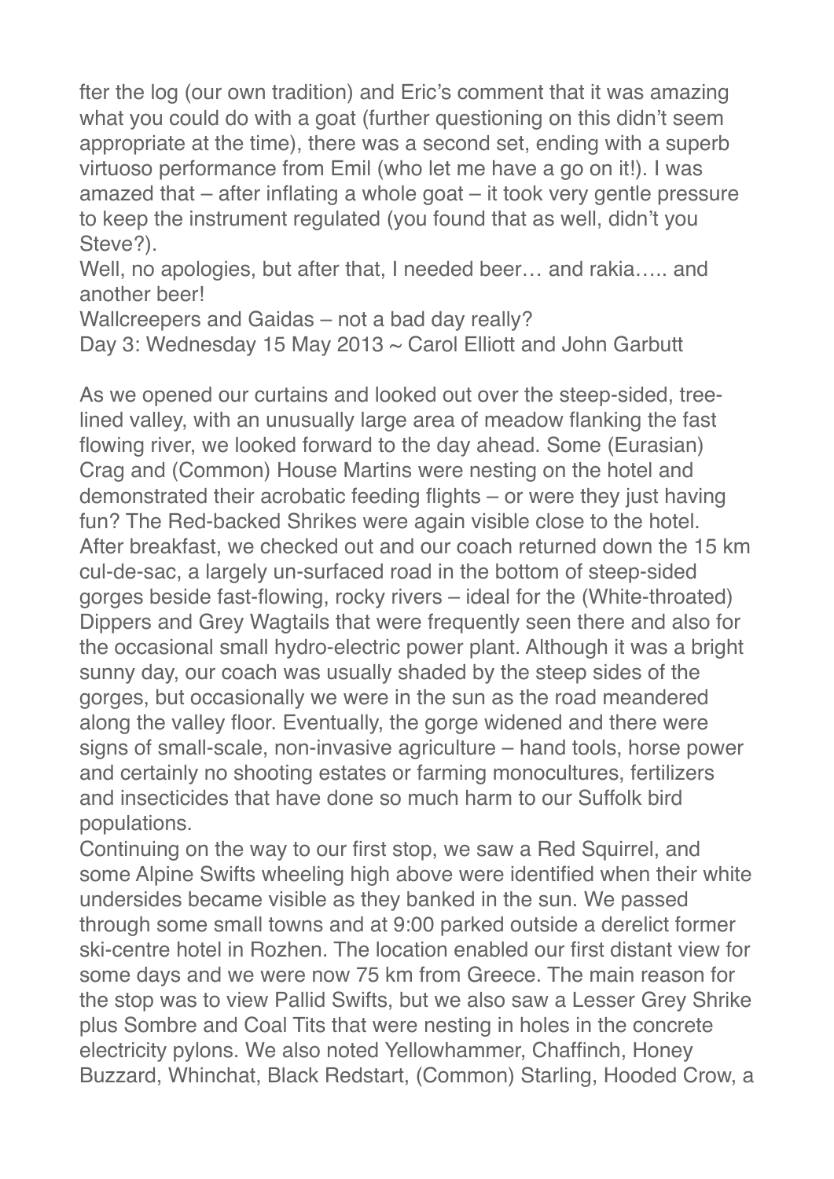fter the log (our own tradition) and Eric's comment that it was amazing what you could do with a goat (further questioning on this didn't seem appropriate at the time), there was a second set, ending with a superb virtuoso performance from Emil (who let me have a go on it!). I was amazed that – after inflating a whole goat – it took very gentle pressure to keep the instrument regulated (you found that as well, didn't you Steve?).

Well, no apologies, but after that, I needed beer… and rakia….. and another beer!

Wallcreepers and Gaidas – not a bad day really?

Day 3: Wednesday 15 May 2013 ~ Carol Elliott and John Garbutt

As we opened our curtains and looked out over the steep-sided, tree-lined valley, with an unusually large area of meadow flanking the fast flowing river, we looked forward to the day ahead. Some (Eurasian) Crag and (Common) House Martins were nesting on the hotel and demonstrated their acrobatic feeding flights – or were they just having fun? The Red-backed Shrikes were again visible close to the hotel. After breakfast, we checked out and our coach returned down the 15 km cul-de-sac, a largely un-surfaced road in the bottom of steep-sided gorges beside fast-flowing, rocky rivers – ideal for the (White-throated) Dippers and Grey Wagtails that were frequently seen there and also for the occasional small hydro-electric power plant. Although it was a bright sunny day, our coach was usually shaded by the steep sides of the gorges, but occasionally we were in the sun as the road meandered along the valley floor. Eventually, the gorge widened and there were signs of small-scale, non-invasive agriculture – hand tools, horse power and certainly no shooting estates or farming monocultures, fertilizers and insecticides that have done so much harm to our Suffolk bird populations.

Continuing on the way to our first stop, we saw a Red Squirrel, and some Alpine Swifts wheeling high above were identified when their white undersides became visible as they banked in the sun. We passed through some small towns and at 9:00 parked outside a derelict former ski-centre hotel in Rozhen. The location enabled our first distant view for some days and we were now 75 km from Greece. The main reason for the stop was to view Pallid Swifts, but we also saw a Lesser Grey Shrike plus Sombre and Coal Tits that were nesting in holes in the concrete electricity pylons. We also noted Yellowhammer, Chaffinch, Honey Buzzard, Whinchat, Black Redstart, (Common) Starling, Hooded Crow, a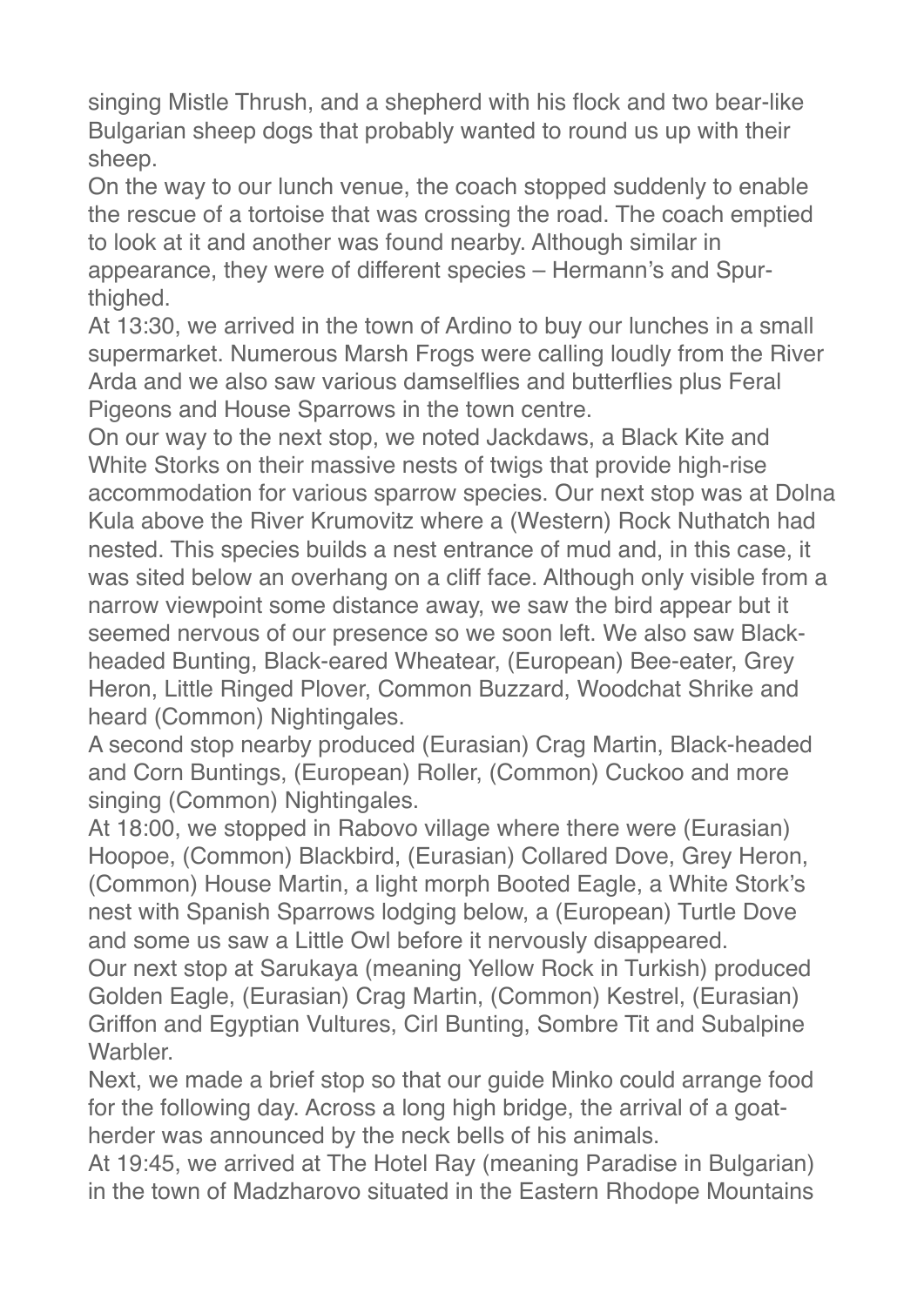singing Mistle Thrush, and a shepherd with his flock and two bear-like Bulgarian sheep dogs that probably wanted to round us up with their sheep.

On the way to our lunch venue, the coach stopped suddenly to enable the rescue of a tortoise that was crossing the road. The coach emptied to look at it and another was found nearby. Although similar in appearance, they were of different species – Hermann's and Spur-thighed.

At 13:30, we arrived in the town of Ardino to buy our lunches in a small supermarket. Numerous Marsh Frogs were calling loudly from the River Arda and we also saw various damselflies and butterflies plus Feral Pigeons and House Sparrows in the town centre.

On our way to the next stop, we noted Jackdaws, a Black Kite and White Storks on their massive nests of twigs that provide high-rise accommodation for various sparrow species. Our next stop was at Dolna Kula above the River Krumovitz where a (Western) Rock Nuthatch had nested. This species builds a nest entrance of mud and, in this case, it was sited below an overhang on a cliff face. Although only visible from a narrow viewpoint some distance away, we saw the bird appear but it seemed nervous of our presence so we soon left. We also saw Black-headed Bunting, Black-eared Wheatear, (European) Bee-eater, Grey Heron, Little Ringed Plover, Common Buzzard, Woodchat Shrike and heard (Common) Nightingales.

A second stop nearby produced (Eurasian) Crag Martin, Black-headed and Corn Buntings, (European) Roller, (Common) Cuckoo and more singing (Common) Nightingales.

At 18:00, we stopped in Rabovo village where there were (Eurasian) Hoopoe, (Common) Blackbird, (Eurasian) Collared Dove, Grey Heron, (Common) House Martin, a light morph Booted Eagle, a White Stork's nest with Spanish Sparrows lodging below, a (European) Turtle Dove and some us saw a Little Owl before it nervously disappeared.

Our next stop at Sarukaya (meaning Yellow Rock in Turkish) produced Golden Eagle, (Eurasian) Crag Martin, (Common) Kestrel, (Eurasian) Griffon and Egyptian Vultures, Cirl Bunting, Sombre Tit and Subalpine Warbler.

Next, we made a brief stop so that our guide Minko could arrange food for the following day. Across a long high bridge, the arrival of a goat-herder was announced by the neck bells of his animals.

At 19:45, we arrived at The Hotel Ray (meaning Paradise in Bulgarian) in the town of Madzharovo situated in the Eastern Rhodope Mountains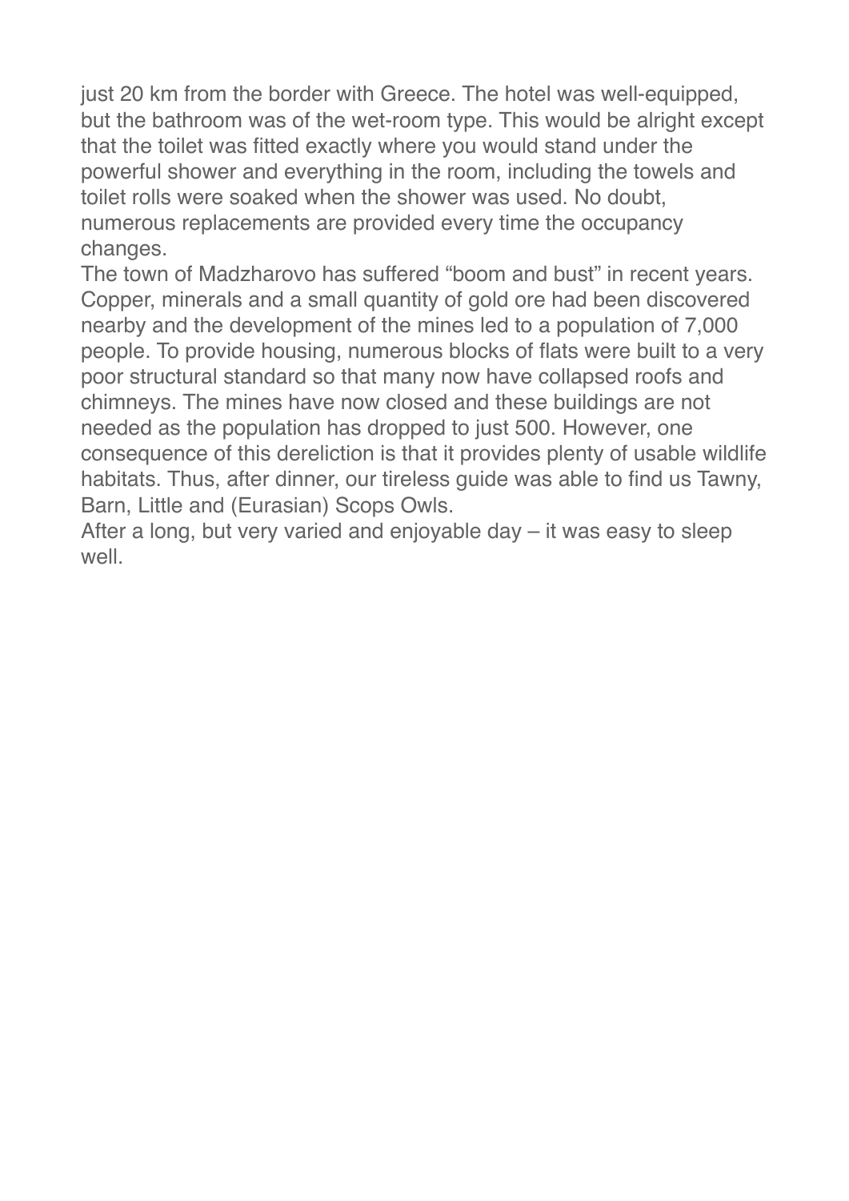just 20 km from the border with Greece. The hotel was well-equipped, but the bathroom was of the wet-room type. This would be alright except that the toilet was fitted exactly where you would stand under the powerful shower and everything in the room, including the towels and toilet rolls were soaked when the shower was used. No doubt, numerous replacements are provided every time the occupancy changes.

The town of Madzharovo has suffered “boom and bust” in recent years. Copper, minerals and a small quantity of gold ore had been discovered nearby and the development of the mines led to a population of 7,000 people. To provide housing, numerous blocks of flats were built to a very poor structural standard so that many now have collapsed roofs and chimneys. The mines have now closed and these buildings are not needed as the population has dropped to just 500. However, one consequence of this dereliction is that it provides plenty of usable wildlife habitats. Thus, after dinner, our tireless guide was able to find us Tawny, Barn, Little and (Eurasian) Scops Owls.

After a long, but very varied and enjoyable day – it was easy to sleep well.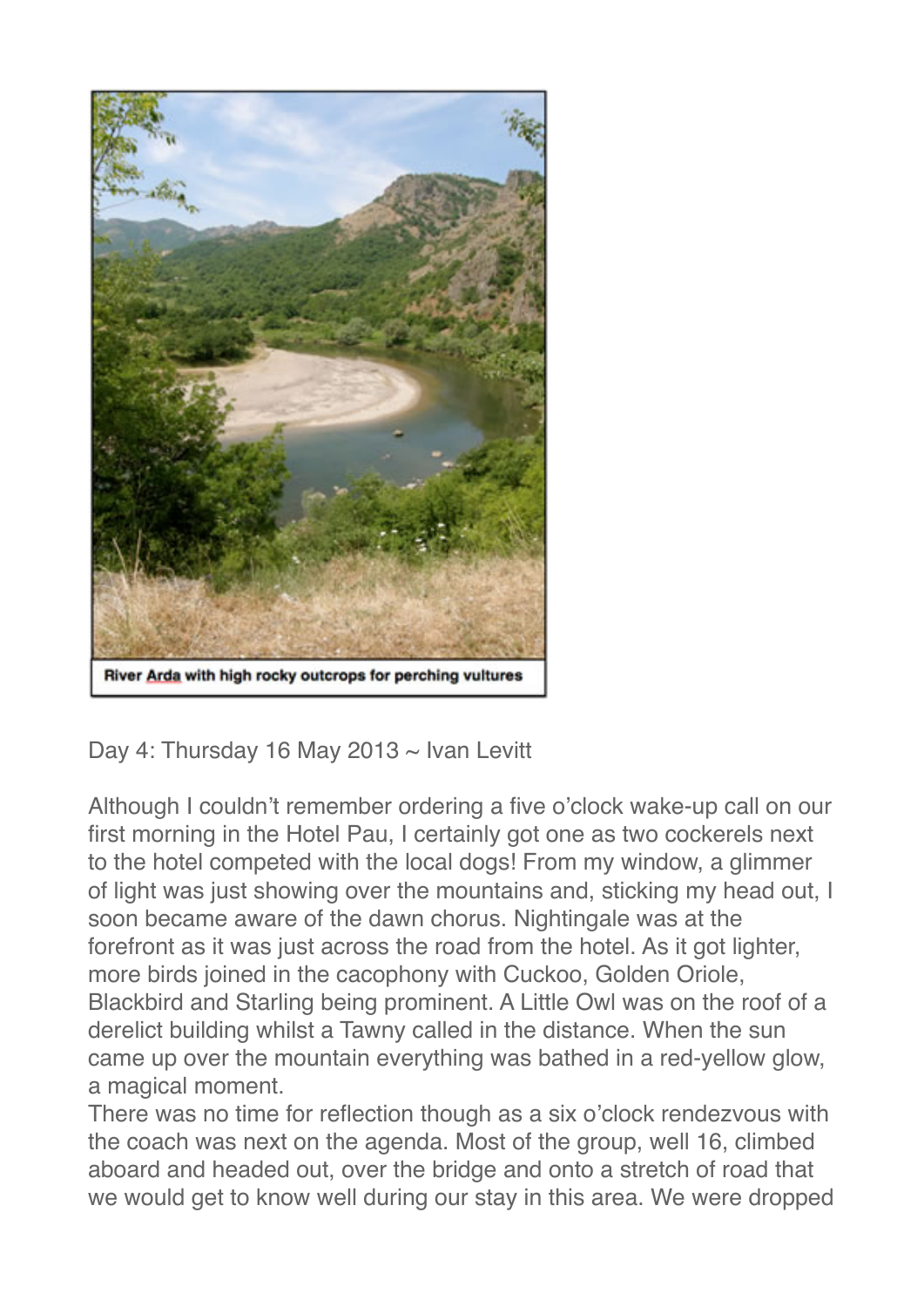River Arda with high rocky outcrops for perching vultures

Day 4: Thursday 16 May 2013 ~ Ivan Levitt

Although I couldn't remember ordering a five o'clock wake-up call on our first morning in the Hotel Pau, I certainly got one as two cockerels next to the hotel competed with the local dogs! From my window, a glimmer of light was just showing over the mountains and, sticking my head out, I soon became aware of the dawn chorus. Nightingale was at the forefront as it was just across the road from the hotel. As it got lighter, more birds joined in the cacophony with Cuckoo, Golden Oriole, Blackbird and Starling being prominent. A Little Owl was on the roof of a derelict building whilst a Tawny called in the distance. When the sun came up over the mountain everything was bathed in a red-yellow glow, a magical moment.

There was no time for reflection though as a six o'clock rendezvous with the coach was next on the agenda. Most of the group, well 16, climbed aboard and headed out, over the bridge and onto a stretch of road that we would get to know well during our stay in this area. We were dropped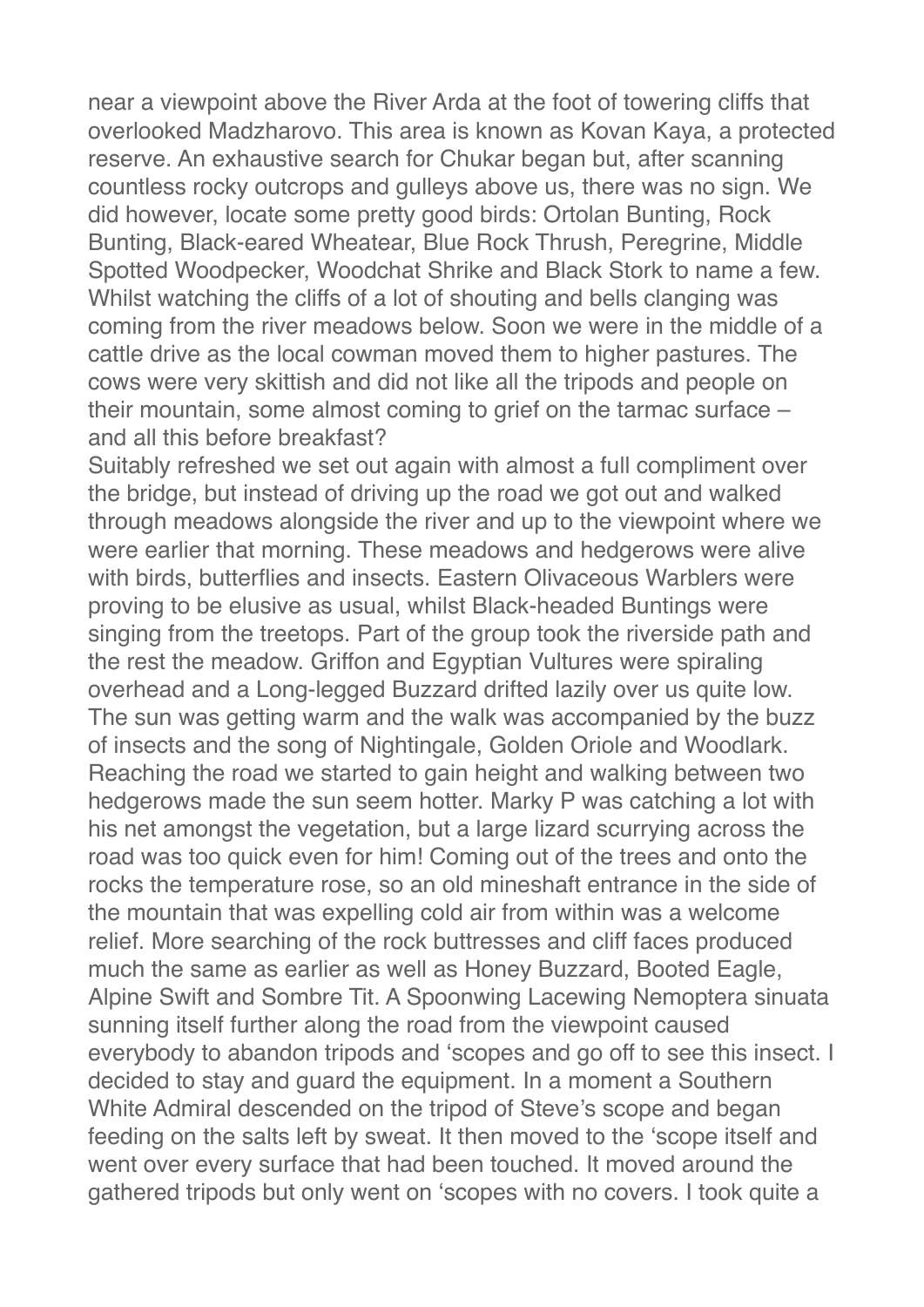near a viewpoint above the River Arda at the foot of towering cliffs that overlooked Madzharovo. This area is known as Kovan Kaya, a protected reserve. An exhaustive search for Chukar began but, after scanning countless rocky outcrops and gulleys above us, there was no sign. We did however, locate some pretty good birds: Ortolan Bunting, Rock Bunting, Black-eared Wheatear, Blue Rock Thrush, Peregrine, Middle Spotted Woodpecker, Woodchat Shrike and Black Stork to name a few. Whilst watching the cliffs of a lot of shouting and bells clanging was coming from the river meadows below. Soon we were in the middle of a cattle drive as the local cowman moved them to higher pastures. The cows were very skittish and did not like all the tripods and people on their mountain, some almost coming to grief on the tarmac surface – and all this before breakfast?

Suitably refreshed we set out again with almost a full compliment over the bridge, but instead of driving up the road we got out and walked through meadows alongside the river and up to the viewpoint where we were earlier that morning. These meadows and hedgerows were alive with birds, butterflies and insects. Eastern Olivaceous Warblers were proving to be elusive as usual, whilst Black-headed Buntings were singing from the treetops. Part of the group took the riverside path and the rest the meadow. Griffon and Egyptian Vultures were spiraling overhead and a Long-legged Buzzard drifted lazily over us quite low. The sun was getting warm and the walk was accompanied by the buzz of insects and the song of Nightingale, Golden Oriole and Woodlark. Reaching the road we started to gain height and walking between two hedgerows made the sun seem hotter. Marky P was catching a lot with his net amongst the vegetation, but a large lizard scurrying across the road was too quick even for him! Coming out of the trees and onto the rocks the temperature rose, so an old mineshaft entrance in the side of the mountain that was expelling cold air from within was a welcome relief. More searching of the rock buttresses and cliff faces produced much the same as earlier as well as Honey Buzzard, Booted Eagle, Alpine Swift and Sombre Tit. A Spoonwing Lacewing Nemoptera sinuata sunning itself further along the road from the viewpoint caused everybody to abandon tripods and 'scopes and go off to see this insect. I decided to stay and guard the equipment. In a moment a Southern White Admiral descended on the tripod of Steve's scope and began feeding on the salts left by sweat. It then moved to the 'scope itself and went over every surface that had been touched. It moved around the gathered tripods but only went on 'scopes with no covers. I took quite a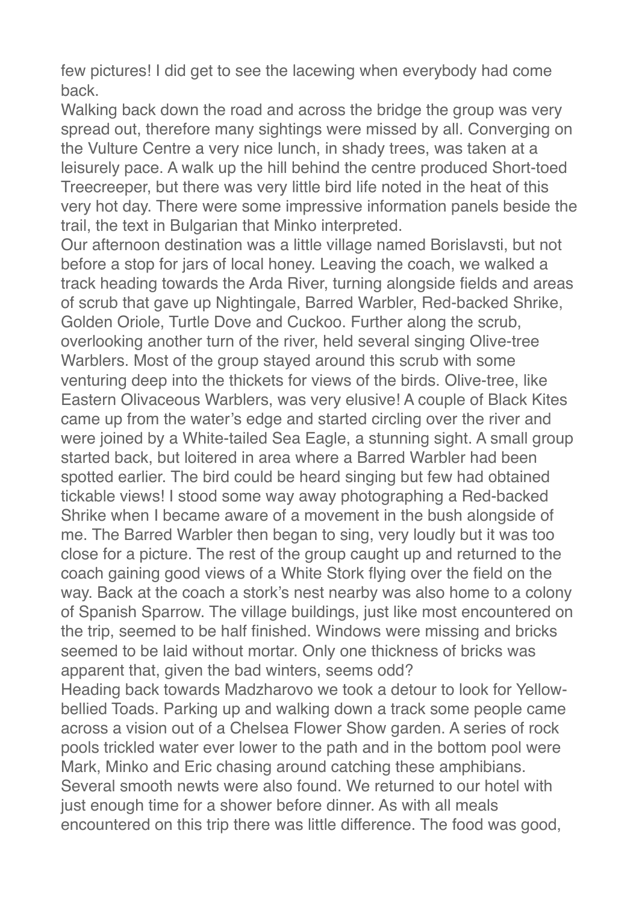few pictures! I did get to see the lacewing when everybody had come back.

Walking back down the road and across the bridge the group was very spread out, therefore many sightings were missed by all. Converging on the Vulture Centre a very nice lunch, in shady trees, was taken at a leisurely pace. A walk up the hill behind the centre produced Short-toed Treecreeper, but there was very little bird life noted in the heat of this very hot day. There were some impressive information panels beside the trail, the text in Bulgarian that Minko interpreted.

Our afternoon destination was a little village named Borislavsti, but not before a stop for jars of local honey. Leaving the coach, we walked a track heading towards the Arda River, turning alongside fields and areas of scrub that gave up Nightingale, Barred Warbler, Red-backed Shrike, Golden Oriole, Turtle Dove and Cuckoo. Further along the scrub, overlooking another turn of the river, held several singing Olive-tree Warblers. Most of the group stayed around this scrub with some venturing deep into the thickets for views of the birds. Olive-tree, like Eastern Olivaceous Warblers, was very elusive! A couple of Black Kites came up from the water's edge and started circling over the river and were joined by a White-tailed Sea Eagle, a stunning sight. A small group started back, but loitered in area where a Barred Warbler had been spotted earlier. The bird could be heard singing but few had obtained tickable views! I stood some way away photographing a Red-backed Shrike when I became aware of a movement in the bush alongside of me. The Barred Warbler then began to sing, very loudly but it was too close for a picture. The rest of the group caught up and returned to the coach gaining good views of a White Stork flying over the field on the way. Back at the coach a stork's nest nearby was also home to a colony of Spanish Sparrow. The village buildings, just like most encountered on the trip, seemed to be half finished. Windows were missing and bricks seemed to be laid without mortar. Only one thickness of bricks was apparent that, given the bad winters, seems odd?

Heading back towards Madzharovo we took a detour to look for Yellow-bellied Toads. Parking up and walking down a track some people came across a vision out of a Chelsea Flower Show garden. A series of rock pools trickled water ever lower to the path and in the bottom pool were Mark, Minko and Eric chasing around catching these amphibians. Several smooth newts were also found. We returned to our hotel with just enough time for a shower before dinner. As with all meals encountered on this trip there was little difference. The food was good,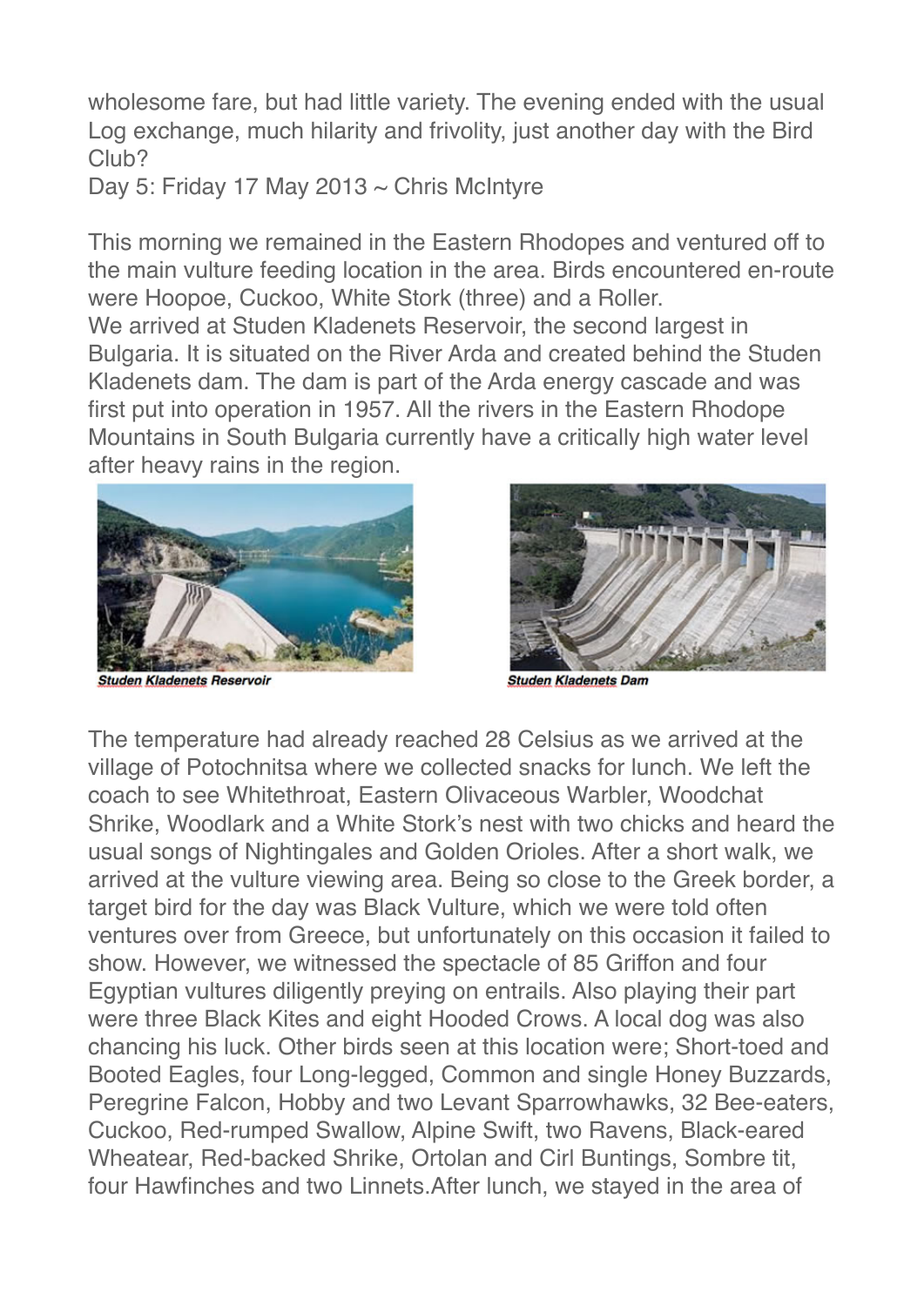wholesome fare, but had little variety. The evening ended with the usual Log exchange, much hilarity and frivolity, just another day with the Bird Club?

Day 5: Friday 17 May 2013 ~ Chris McIntyre

This morning we remained in the Eastern Rhodopes and ventured off to the main vulture feeding location in the area. Birds encountered en-route were Hoopoe, Cuckoo, White Stork (three) and a Roller.

We arrived at Studen Kladenets Reservoir, the second largest in Bulgaria. It is situated on the River Arda and created behind the Studen Kladenets dam. The dam is part of the Arda energy cascade and was first put into operation in 1957. All the rivers in the Eastern Rhodope Mountains in South Bulgaria currently have a critically high water level after heavy rains in the region.

***Studen Kladenets Reservoir***

***Studen Kladenets Dam***

The temperature had already reached 28 Celsius as we arrived at the village of Potochnitsa where we collected snacks for lunch. We left the coach to see Whitethroat, Eastern Olivaceous Warbler, Woodchat Shrike, Woodlark and a White Stork's nest with two chicks and heard the usual songs of Nightingales and Golden Orioles. After a short walk, we arrived at the vulture viewing area. Being so close to the Greek border, a target bird for the day was Black Vulture, which we were told often ventures over from Greece, but unfortunately on this occasion it failed to show. However, we witnessed the spectacle of 85 Griffon and four Egyptian vultures diligently preying on entrails. Also playing their part were three Black Kites and eight Hooded Crows. A local dog was also chancing his luck. Other birds seen at this location were; Short-toed and Booted Eagles, four Long-legged, Common and single Honey Buzzards, Peregrine Falcon, Hobby and two Levant Sparrowhawks, 32 Bee-eaters, Cuckoo, Red-rumped Swallow, Alpine Swift, two Ravens, Black-eared Wheatear, Red-backed Shrike, Ortolan and Cirl Buntings, Sombre tit, four Hawfinches and two Linnets.After lunch, we stayed in the area of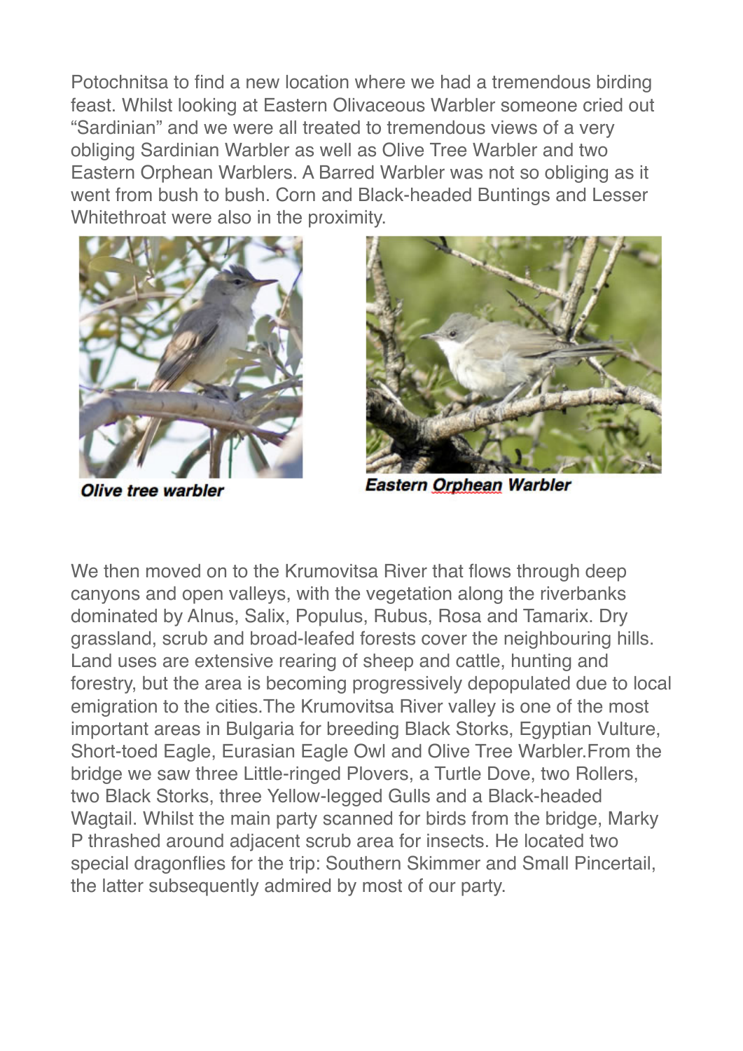Potochnitsa to find a new location where we had a tremendous birding feast. Whilst looking at Eastern Olivaceous Warbler someone cried out “Sardinian” and we were all treated to tremendous views of a very obliging Sardinian Warbler as well as Olive Tree Warbler and two Eastern Orphean Warblers. A Barred Warbler was not so obliging as it went from bush to bush. Corn and Black-headed Buntings and Lesser Whitethroat were also in the proximity.

**Olive tree warbler**

**Eastern Orphean Warbler**

We then moved on to the Krumovitsa River that flows through deep canyons and open valleys, with the vegetation along the riverbanks dominated by Alnus, Salix, Populus, Rubus, Rosa and Tamarix. Dry grassland, scrub and broad-leafed forests cover the neighbouring hills. Land uses are extensive rearing of sheep and cattle, hunting and forestry, but the area is becoming progressively depopulated due to local emigration to the cities.The Krumovitsa River valley is one of the most important areas in Bulgaria for breeding Black Storks, Egyptian Vulture, Short-toed Eagle, Eurasian Eagle Owl and Olive Tree Warbler.From the bridge we saw three Little-ringed Plovers, a Turtle Dove, two Rollers, two Black Storks, three Yellow-legged Gulls and a Black-headed Wagtail. Whilst the main party scanned for birds from the bridge, Marky P thrashed around adjacent scrub area for insects. He located two special dragonflies for the trip: Southern Skimmer and Small Pincertail, the latter subsequently admired by most of our party.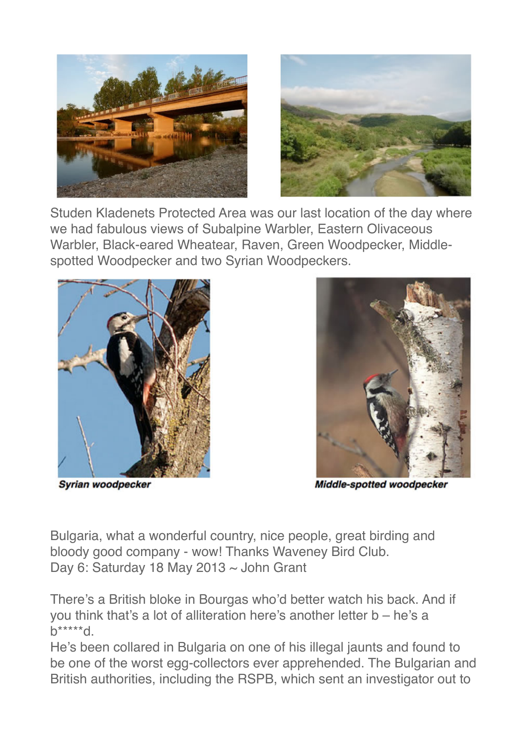Studen Kladenets Protected Area was our last location of the day where we had fabulous views of Subalpine Warbler, Eastern Olivaceous Warbler, Black-eared Wheatear, Raven, Green Woodpecker, Middle-spotted Woodpecker and two Syrian Woodpeckers.

***Syrian woodpecker***

***Middle-spotted woodpecker***

Bulgaria, what a wonderful country, nice people, great birding and bloody good company - wow! Thanks Waveney Bird Club.

Day 6: Saturday 18 May 2013 ~ John Grant

There's a British bloke in Bourgas who'd better watch his back. And if you think that's a lot of alliteration here's another letter b – he's a b*****d.

He's been collared in Bulgaria on one of his illegal jaunts and found to be one of the worst egg-collectors ever apprehended. The Bulgarian and British authorities, including the RSPB, which sent an investigator out to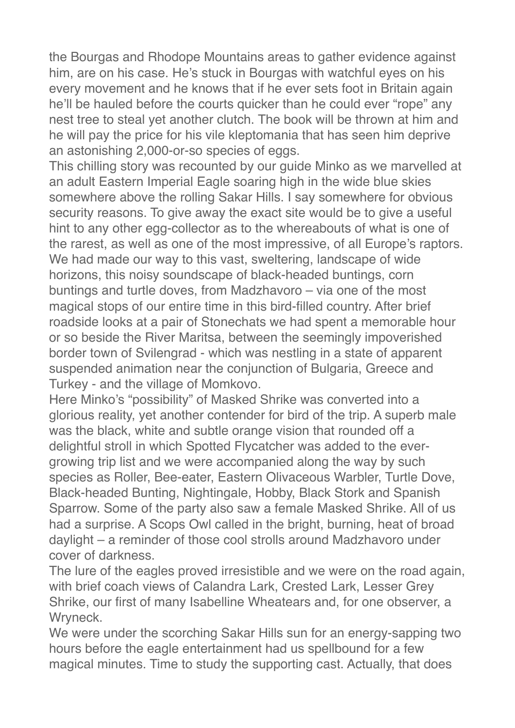the Bourgas and Rhodope Mountains areas to gather evidence against him, are on his case. He's stuck in Bourgas with watchful eyes on his every movement and he knows that if he ever sets foot in Britain again he'll be hauled before the courts quicker than he could ever "rope" any nest tree to steal yet another clutch. The book will be thrown at him and he will pay the price for his vile kleptomania that has seen him deprive an astonishing 2,000-or-so species of eggs.

This chilling story was recounted by our guide Minko as we marvelled at an adult Eastern Imperial Eagle soaring high in the wide blue skies somewhere above the rolling Sakar Hills. I say somewhere for obvious security reasons. To give away the exact site would be to give a useful hint to any other egg-collector as to the whereabouts of what is one of the rarest, as well as one of the most impressive, of all Europe's raptors.

We had made our way to this vast, sweltering, landscape of wide horizons, this noisy soundscape of black-headed buntings, corn buntings and turtle doves, from Madzhavoro – via one of the most magical stops of our entire time in this bird-filled country. After brief roadside looks at a pair of Stonechats we had spent a memorable hour or so beside the River Maritsa, between the seemingly impoverished border town of Svilengrad - which was nestling in a state of apparent suspended animation near the conjunction of Bulgaria, Greece and Turkey - and the village of Momkovo.

Here Minko's "possibility" of Masked Shrike was converted into a glorious reality, yet another contender for bird of the trip. A superb male was the black, white and subtle orange vision that rounded off a delightful stroll in which Spotted Flycatcher was added to the ever-growing trip list and we were accompanied along the way by such species as Roller, Bee-eater, Eastern Olivaceous Warbler, Turtle Dove, Black-headed Bunting, Nightingale, Hobby, Black Stork and Spanish Sparrow. Some of the party also saw a female Masked Shrike. All of us had a surprise. A Scops Owl called in the bright, burning, heat of broad daylight – a reminder of those cool strolls around Madzhavoro under cover of darkness.

The lure of the eagles proved irresistible and we were on the road again, with brief coach views of Calandra Lark, Crested Lark, Lesser Grey Shrike, our first of many Isabelline Wheatears and, for one observer, a Wryneck.

We were under the scorching Sakar Hills sun for an energy-sapping two hours before the eagle entertainment had us spellbound for a few magical minutes. Time to study the supporting cast. Actually, that does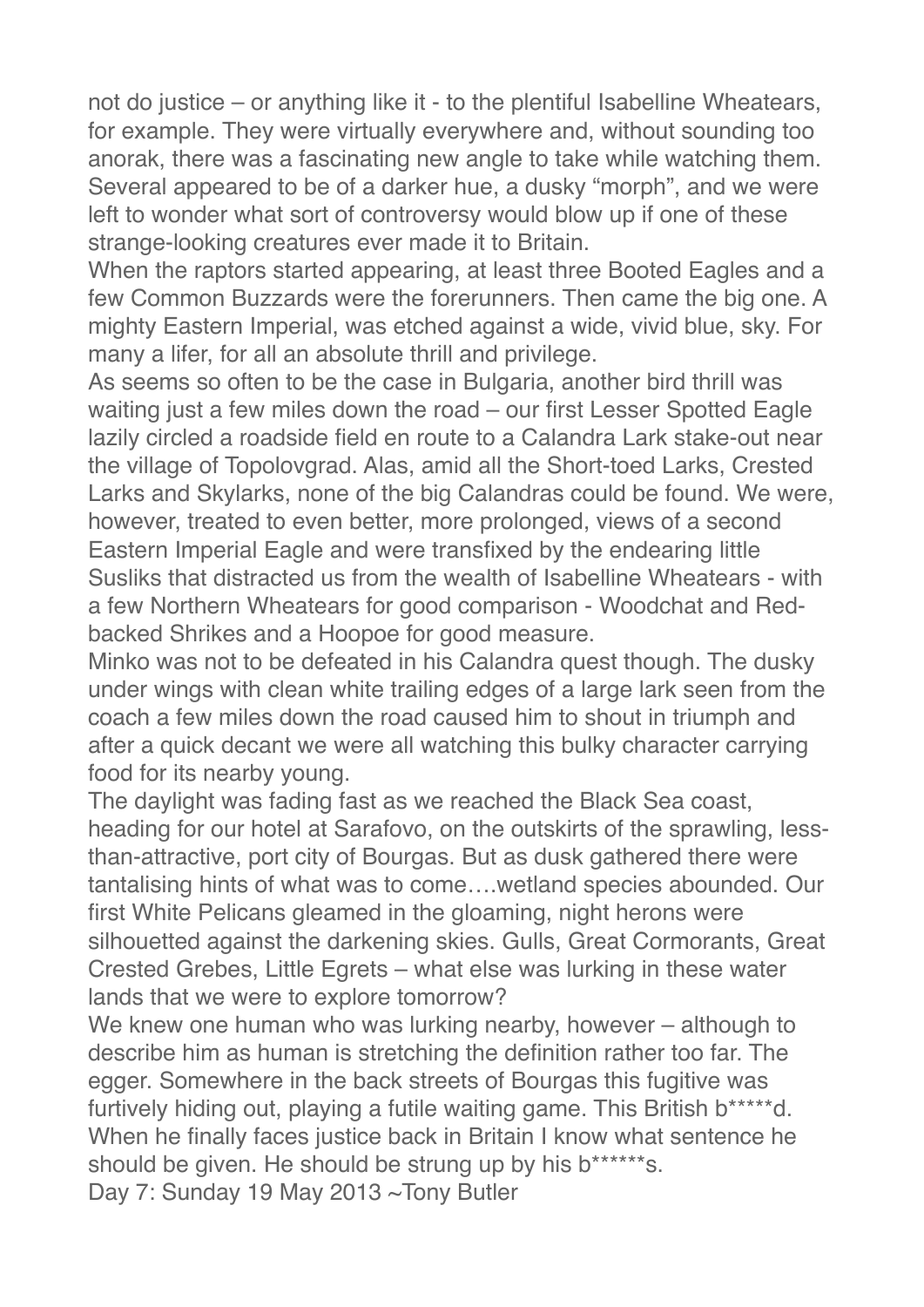not do justice – or anything like it - to the plentiful Isabelline Wheatears, for example. They were virtually everywhere and, without sounding too anorak, there was a fascinating new angle to take while watching them. Several appeared to be of a darker hue, a dusky "morph", and we were left to wonder what sort of controversy would blow up if one of these strange-looking creatures ever made it to Britain.

When the raptors started appearing, at least three Booted Eagles and a few Common Buzzards were the forerunners. Then came the big one. A mighty Eastern Imperial, was etched against a wide, vivid blue, sky. For many a lifer, for all an absolute thrill and privilege.

As seems so often to be the case in Bulgaria, another bird thrill was waiting just a few miles down the road – our first Lesser Spotted Eagle lazily circled a roadside field en route to a Calandra Lark stake-out near the village of Topolovgrad. Alas, amid all the Short-toed Larks, Crested Larks and Skylarks, none of the big Calandras could be found. We were, however, treated to even better, more prolonged, views of a second Eastern Imperial Eagle and were transfixed by the endearing little Susliks that distracted us from the wealth of Isabelline Wheatears - with a few Northern Wheatears for good comparison - Woodchat and Red-backed Shrikes and a Hoopoe for good measure.

Minko was not to be defeated in his Calandra quest though. The dusky under wings with clean white trailing edges of a large lark seen from the coach a few miles down the road caused him to shout in triumph and after a quick decant we were all watching this bulky character carrying food for its nearby young.

The daylight was fading fast as we reached the Black Sea coast, heading for our hotel at Sarafovo, on the outskirts of the sprawling, less-than-attractive, port city of Bourgas. But as dusk gathered there were tantalising hints of what was to come….wetland species abounded. Our first White Pelicans gleamed in the gloaming, night herons were silhouetted against the darkening skies. Gulls, Great Cormorants, Great Crested Grebes, Little Egrets – what else was lurking in these water lands that we were to explore tomorrow?

We knew one human who was lurking nearby, however – although to describe him as human is stretching the definition rather too far. The egger. Somewhere in the back streets of Bourgas this fugitive was furtively hiding out, playing a futile waiting game. This British b*****d. When he finally faces justice back in Britain I know what sentence he should be given. He should be strung up by his b******s.

Day 7: Sunday 19 May 2013 ~Tony Butler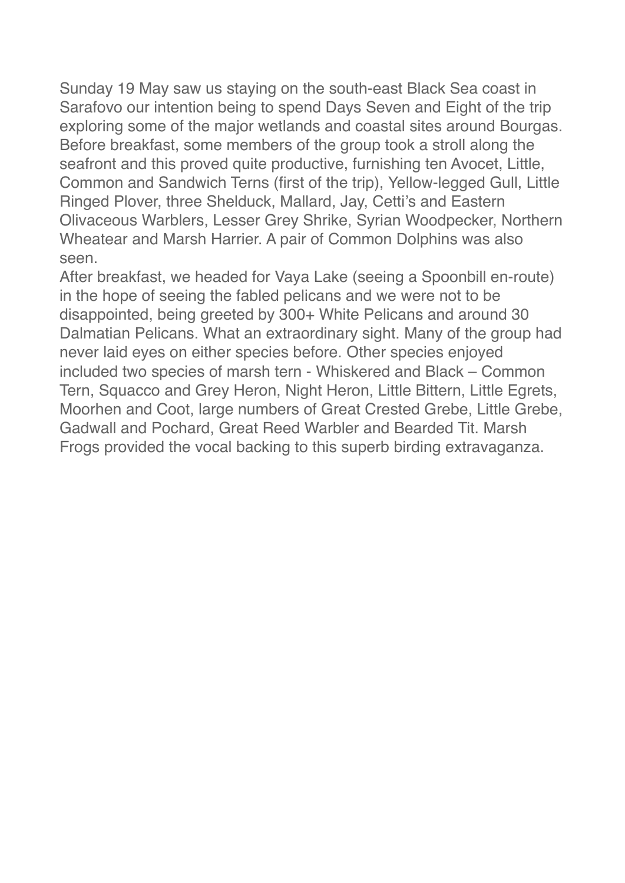Sunday 19 May saw us staying on the south-east Black Sea coast in Sarafovo our intention being to spend Days Seven and Eight of the trip exploring some of the major wetlands and coastal sites around Bourgas. Before breakfast, some members of the group took a stroll along the seafront and this proved quite productive, furnishing ten Avocet, Little, Common and Sandwich Terns (first of the trip), Yellow-legged Gull, Little Ringed Plover, three Shelduck, Mallard, Jay, Cetti's and Eastern Olivaceous Warblers, Lesser Grey Shrike, Syrian Woodpecker, Northern Wheatear and Marsh Harrier. A pair of Common Dolphins was also seen.

After breakfast, we headed for Vaya Lake (seeing a Spoonbill en-route) in the hope of seeing the fabled pelicans and we were not to be disappointed, being greeted by 300+ White Pelicans and around 30 Dalmatian Pelicans. What an extraordinary sight. Many of the group had never laid eyes on either species before. Other species enjoyed included two species of marsh tern - Whiskered and Black – Common Tern, Squacco and Grey Heron, Night Heron, Little Bittern, Little Egrets, Moorhen and Coot, large numbers of Great Crested Grebe, Little Grebe, Gadwall and Pochard, Great Reed Warbler and Bearded Tit. Marsh Frogs provided the vocal backing to this superb birding extravaganza.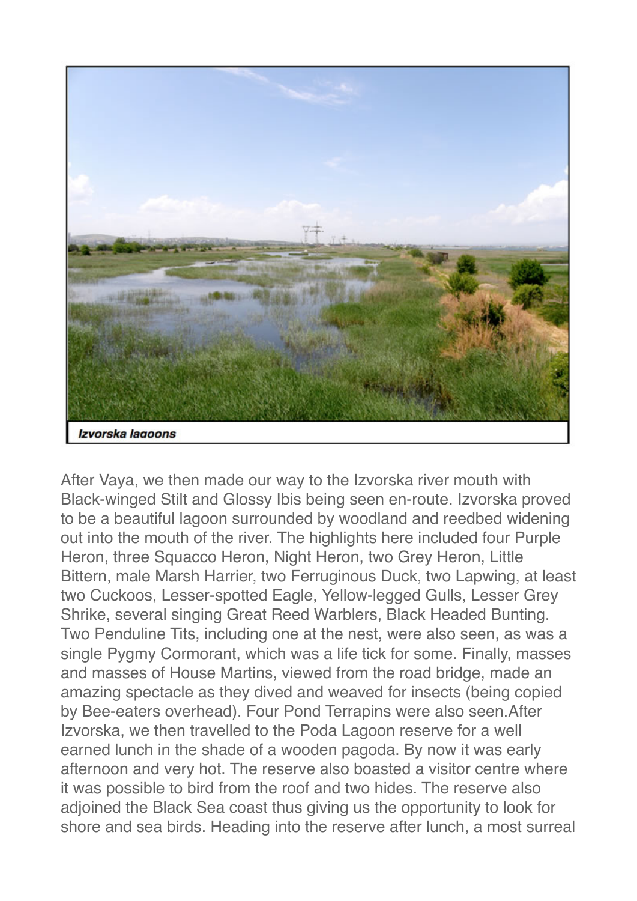*Izvorska lagoons*

After Vaya, we then made our way to the Izvorska river mouth with Black-winged Stilt and Glossy Ibis being seen en-route. Izvorska proved to be a beautiful lagoon surrounded by woodland and reedbed widening out into the mouth of the river. The highlights here included four Purple Heron, three Squacco Heron, Night Heron, two Grey Heron, Little Bittern, male Marsh Harrier, two Ferruginous Duck, two Lapwing, at least two Cuckoos, Lesser-spotted Eagle, Yellow-legged Gulls, Lesser Grey Shrike, several singing Great Reed Warblers, Black Headed Bunting. Two Penduline Tits, including one at the nest, were also seen, as was a single Pygmy Cormorant, which was a life tick for some. Finally, masses and masses of House Martins, viewed from the road bridge, made an amazing spectacle as they dived and weaved for insects (being copied by Bee-eaters overhead). Four Pond Terrapins were also seen.After Izvorska, we then travelled to the Poda Lagoon reserve for a well earned lunch in the shade of a wooden pagoda. By now it was early afternoon and very hot. The reserve also boasted a visitor centre where it was possible to bird from the roof and two hides. The reserve also adjoined the Black Sea coast thus giving us the opportunity to look for shore and sea birds. Heading into the reserve after lunch, a most surreal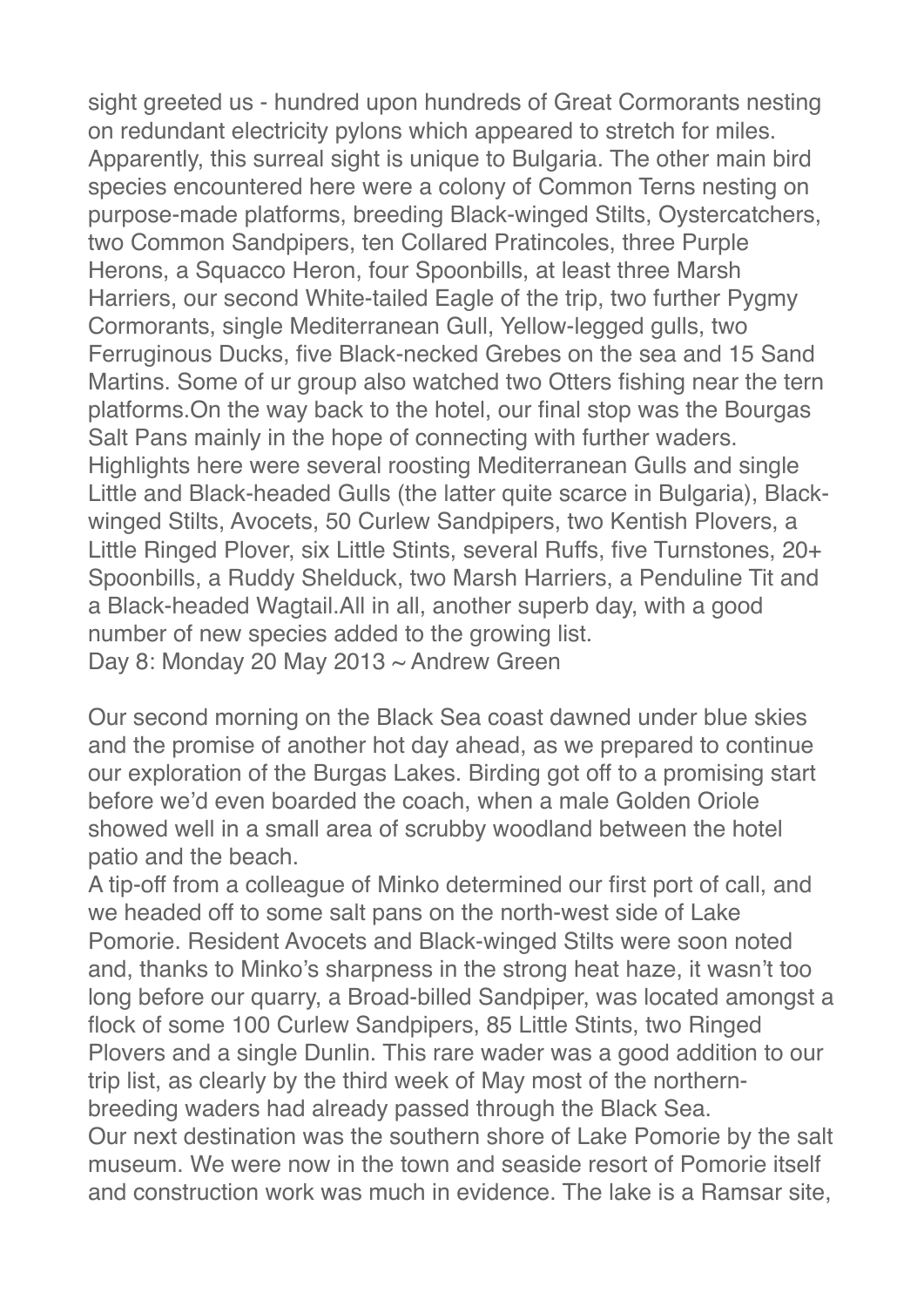sight greeted us - hundred upon hundreds of Great Cormorants nesting on redundant electricity pylons which appeared to stretch for miles. Apparently, this surreal sight is unique to Bulgaria. The other main bird species encountered here were a colony of Common Terns nesting on purpose-made platforms, breeding Black-winged Stilts, Oystercatchers, two Common Sandpipers, ten Collared Pratincoles, three Purple Herons, a Squacco Heron, four Spoonbills, at least three Marsh Harriers, our second White-tailed Eagle of the trip, two further Pygmy Cormorants, single Mediterranean Gull, Yellow-legged gulls, two Ferruginous Ducks, five Black-necked Grebes on the sea and 15 Sand Martins. Some of ur group also watched two Otters fishing near the tern platforms.On the way back to the hotel, our final stop was the Bourgas Salt Pans mainly in the hope of connecting with further waders. Highlights here were several roosting Mediterranean Gulls and single Little and Black-headed Gulls (the latter quite scarce in Bulgaria), Black-winged Stilts, Avocets, 50 Curlew Sandpipers, two Kentish Plovers, a Little Ringed Plover, six Little Stints, several Ruffs, five Turnstones, 20+ Spoonbills, a Ruddy Shelduck, two Marsh Harriers, a Penduline Tit and a Black-headed Wagtail.All in all, another superb day, with a good number of new species added to the growing list.

Day 8: Monday 20 May 2013 ~ Andrew Green

Our second morning on the Black Sea coast dawned under blue skies and the promise of another hot day ahead, as we prepared to continue our exploration of the Burgas Lakes. Birding got off to a promising start before we'd even boarded the coach, when a male Golden Oriole showed well in a small area of scrubby woodland between the hotel patio and the beach.

A tip-off from a colleague of Minko determined our first port of call, and we headed off to some salt pans on the north-west side of Lake Pomorie. Resident Avocets and Black-winged Stilts were soon noted and, thanks to Minko's sharpness in the strong heat haze, it wasn't too long before our quarry, a Broad-billed Sandpiper, was located amongst a flock of some 100 Curlew Sandpipers, 85 Little Stints, two Ringed Plovers and a single Dunlin. This rare wader was a good addition to our trip list, as clearly by the third week of May most of the northern-breeding waders had already passed through the Black Sea.

Our next destination was the southern shore of Lake Pomorie by the salt museum. We were now in the town and seaside resort of Pomorie itself and construction work was much in evidence. The lake is a Ramsar site,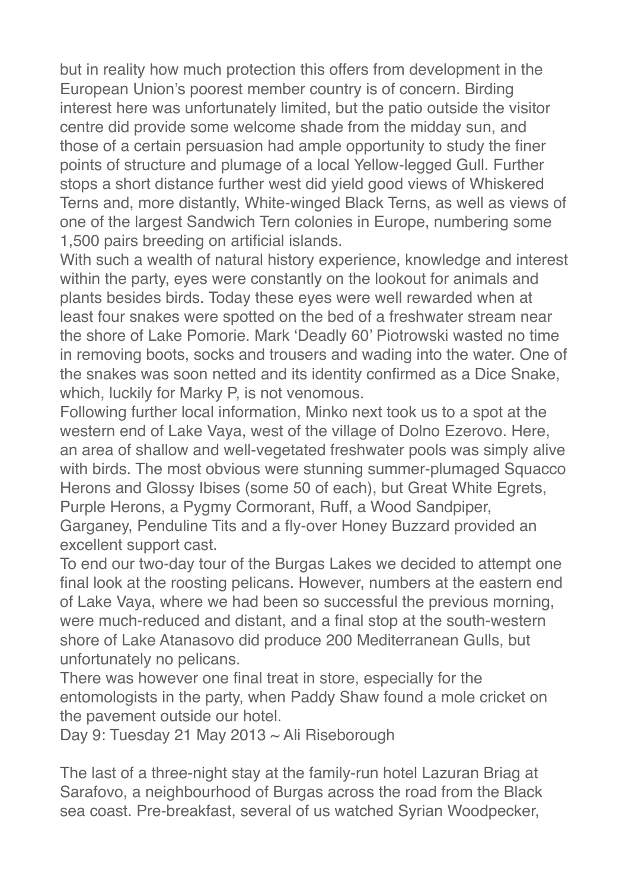but in reality how much protection this offers from development in the European Union's poorest member country is of concern. Birding interest here was unfortunately limited, but the patio outside the visitor centre did provide some welcome shade from the midday sun, and those of a certain persuasion had ample opportunity to study the finer points of structure and plumage of a local Yellow-legged Gull. Further stops a short distance further west did yield good views of Whiskered Terns and, more distantly, White-winged Black Terns, as well as views of one of the largest Sandwich Tern colonies in Europe, numbering some 1,500 pairs breeding on artificial islands.

With such a wealth of natural history experience, knowledge and interest within the party, eyes were constantly on the lookout for animals and plants besides birds. Today these eyes were well rewarded when at least four snakes were spotted on the bed of a freshwater stream near the shore of Lake Pomorie. Mark 'Deadly 60' Piotrowski wasted no time in removing boots, socks and trousers and wading into the water. One of the snakes was soon netted and its identity confirmed as a Dice Snake, which, luckily for Marky P, is not venomous.

Following further local information, Minko next took us to a spot at the western end of Lake Vaya, west of the village of Dolno Ezerovo. Here, an area of shallow and well-vegetated freshwater pools was simply alive with birds. The most obvious were stunning summer-plumaged Squacco Herons and Glossy Ibises (some 50 of each), but Great White Egrets, Purple Herons, a Pygmy Cormorant, Ruff, a Wood Sandpiper, Garganey, Penduline Tits and a fly-over Honey Buzzard provided an excellent support cast.

To end our two-day tour of the Burgas Lakes we decided to attempt one final look at the roosting pelicans. However, numbers at the eastern end of Lake Vaya, where we had been so successful the previous morning, were much-reduced and distant, and a final stop at the south-western shore of Lake Atanasovo did produce 200 Mediterranean Gulls, but unfortunately no pelicans.

There was however one final treat in store, especially for the entomologists in the party, when Paddy Shaw found a mole cricket on the pavement outside our hotel.

Day 9: Tuesday 21 May 2013 ~ Ali Riseborough

The last of a three-night stay at the family-run hotel Lazuran Briag at Sarafovo, a neighbourhood of Burgas across the road from the Black sea coast. Pre-breakfast, several of us watched Syrian Woodpecker,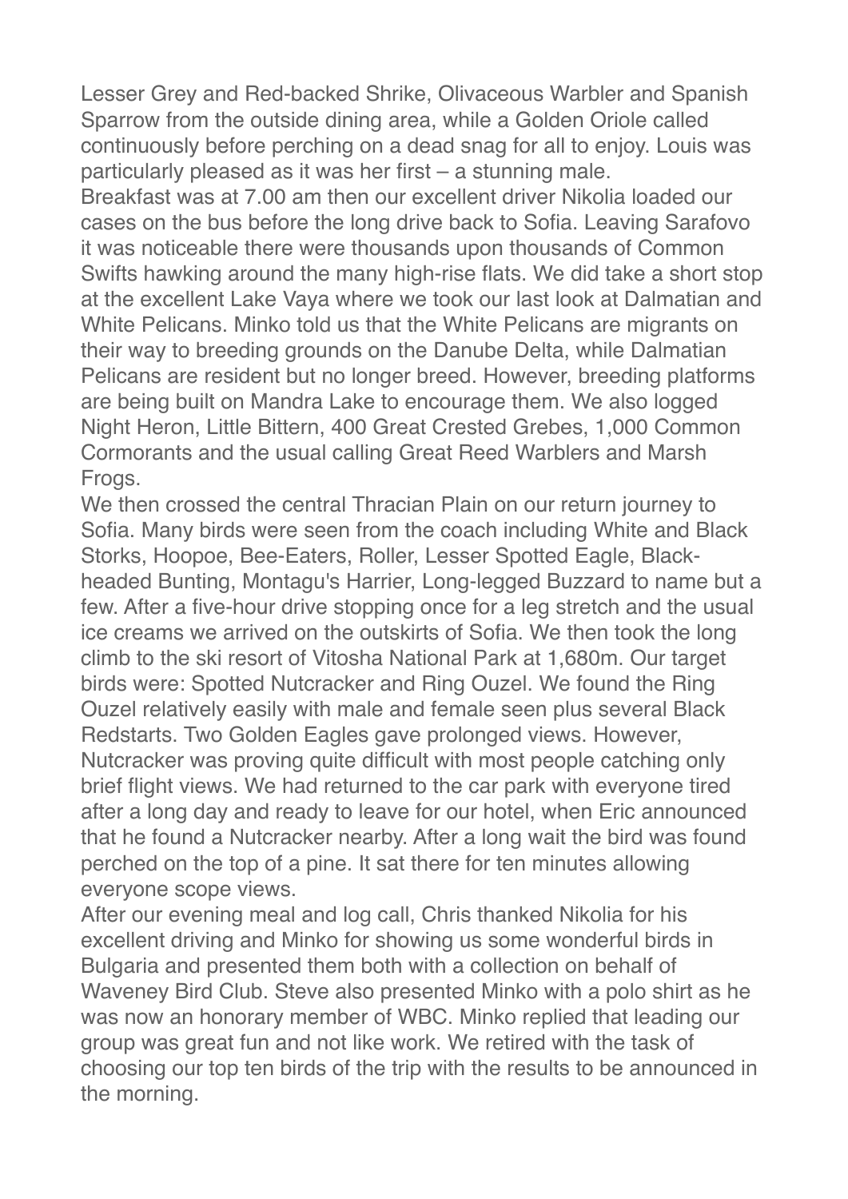Lesser Grey and Red-backed Shrike, Olivaceous Warbler and Spanish Sparrow from the outside dining area, while a Golden Oriole called continuously before perching on a dead snag for all to enjoy. Louis was particularly pleased as it was her first – a stunning male.

Breakfast was at 7.00 am then our excellent driver Nikolia loaded our cases on the bus before the long drive back to Sofia. Leaving Sarafovo it was noticeable there were thousands upon thousands of Common Swifts hawking around the many high-rise flats. We did take a short stop at the excellent Lake Vaya where we took our last look at Dalmatian and White Pelicans. Minko told us that the White Pelicans are migrants on their way to breeding grounds on the Danube Delta, while Dalmatian Pelicans are resident but no longer breed. However, breeding platforms are being built on Mandra Lake to encourage them. We also logged Night Heron, Little Bittern, 400 Great Crested Grebes, 1,000 Common Cormorants and the usual calling Great Reed Warblers and Marsh Frogs.

We then crossed the central Thracian Plain on our return journey to Sofia. Many birds were seen from the coach including White and Black Storks, Hoopoe, Bee-Eaters, Roller, Lesser Spotted Eagle, Black-headed Bunting, Montagu's Harrier, Long-legged Buzzard to name but a few. After a five-hour drive stopping once for a leg stretch and the usual ice creams we arrived on the outskirts of Sofia. We then took the long climb to the ski resort of Vitosha National Park at 1,680m. Our target birds were: Spotted Nutcracker and Ring Ouzel. We found the Ring Ouzel relatively easily with male and female seen plus several Black Redstarts. Two Golden Eagles gave prolonged views. However, Nutcracker was proving quite difficult with most people catching only brief flight views. We had returned to the car park with everyone tired after a long day and ready to leave for our hotel, when Eric announced that he found a Nutcracker nearby. After a long wait the bird was found perched on the top of a pine. It sat there for ten minutes allowing everyone scope views.

After our evening meal and log call, Chris thanked Nikolia for his excellent driving and Minko for showing us some wonderful birds in Bulgaria and presented them both with a collection on behalf of Waveney Bird Club. Steve also presented Minko with a polo shirt as he was now an honorary member of WBC. Minko replied that leading our group was great fun and not like work. We retired with the task of choosing our top ten birds of the trip with the results to be announced in the morning.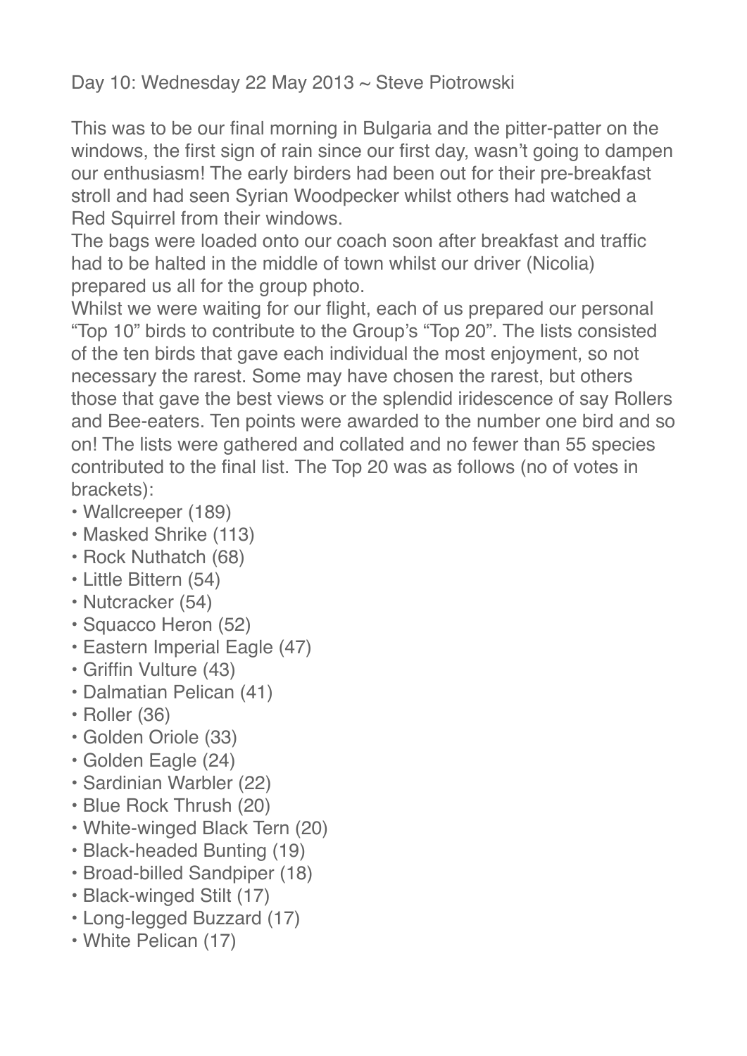Day 10: Wednesday 22 May 2013 ~ Steve Piotrowski

This was to be our final morning in Bulgaria and the pitter-patter on the windows, the first sign of rain since our first day, wasn't going to dampen our enthusiasm! The early birders had been out for their pre-breakfast stroll and had seen Syrian Woodpecker whilst others had watched a Red Squirrel from their windows.

The bags were loaded onto our coach soon after breakfast and traffic had to be halted in the middle of town whilst our driver (Nicolia) prepared us all for the group photo.

Whilst we were waiting for our flight, each of us prepared our personal "Top 10" birds to contribute to the Group's "Top 20". The lists consisted of the ten birds that gave each individual the most enjoyment, so not necessary the rarest. Some may have chosen the rarest, but others those that gave the best views or the splendid iridescence of say Rollers and Bee-eaters. Ten points were awarded to the number one bird and so on! The lists were gathered and collated and no fewer than 55 species contributed to the final list. The Top 20 was as follows (no of votes in brackets):

- Wallcreeper (189)
- Masked Shrike (113)
- Rock Nuthatch (68)
- Little Bittern (54)
- Nutcracker (54)
- Squacco Heron (52)
- Eastern Imperial Eagle (47)
- Griffin Vulture (43)
- Dalmatian Pelican (41)
- Roller (36)
- Golden Oriole (33)
- Golden Eagle (24)
- Sardinian Warbler (22)
- Blue Rock Thrush (20)
- White-winged Black Tern (20)
- Black-headed Bunting (19)
- Broad-billed Sandpiper (18)
- Black-winged Stilt (17)
- Long-legged Buzzard (17)
- White Pelican (17)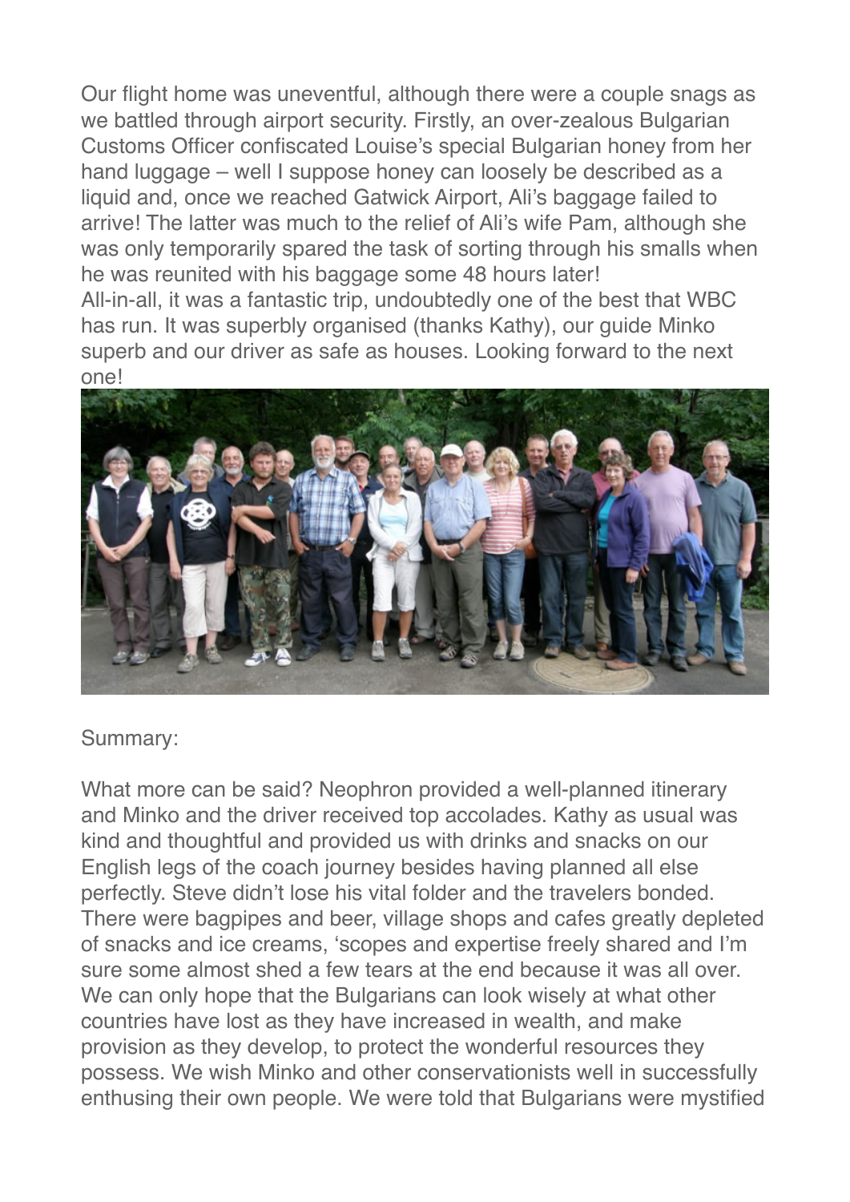Our flight home was uneventful, although there were a couple snags as we battled through airport security. Firstly, an over-zealous Bulgarian Customs Officer confiscated Louise's special Bulgarian honey from her hand luggage – well I suppose honey can loosely be described as a liquid and, once we reached Gatwick Airport, Ali's baggage failed to arrive! The latter was much to the relief of Ali's wife Pam, although she was only temporarily spared the task of sorting through his smalls when he was reunited with his baggage some 48 hours later!
All-in-all, it was a fantastic trip, undoubtedly one of the best that WBC has run. It was superbly organised (thanks Kathy), our guide Minko superb and our driver as safe as houses. Looking forward to the next one!

Summary:

What more can be said? Neophron provided a well-planned itinerary and Minko and the driver received top accolades. Kathy as usual was kind and thoughtful and provided us with drinks and snacks on our English legs of the coach journey besides having planned all else perfectly. Steve didn't lose his vital folder and the travelers bonded. There were bagpipes and beer, village shops and cafes greatly depleted of snacks and ice creams, 'scopes and expertise freely shared and I'm sure some almost shed a few tears at the end because it was all over. We can only hope that the Bulgarians can look wisely at what other countries have lost as they have increased in wealth, and make provision as they develop, to protect the wonderful resources they possess. We wish Minko and other conservationists well in successfully enthusing their own people. We were told that Bulgarians were mystified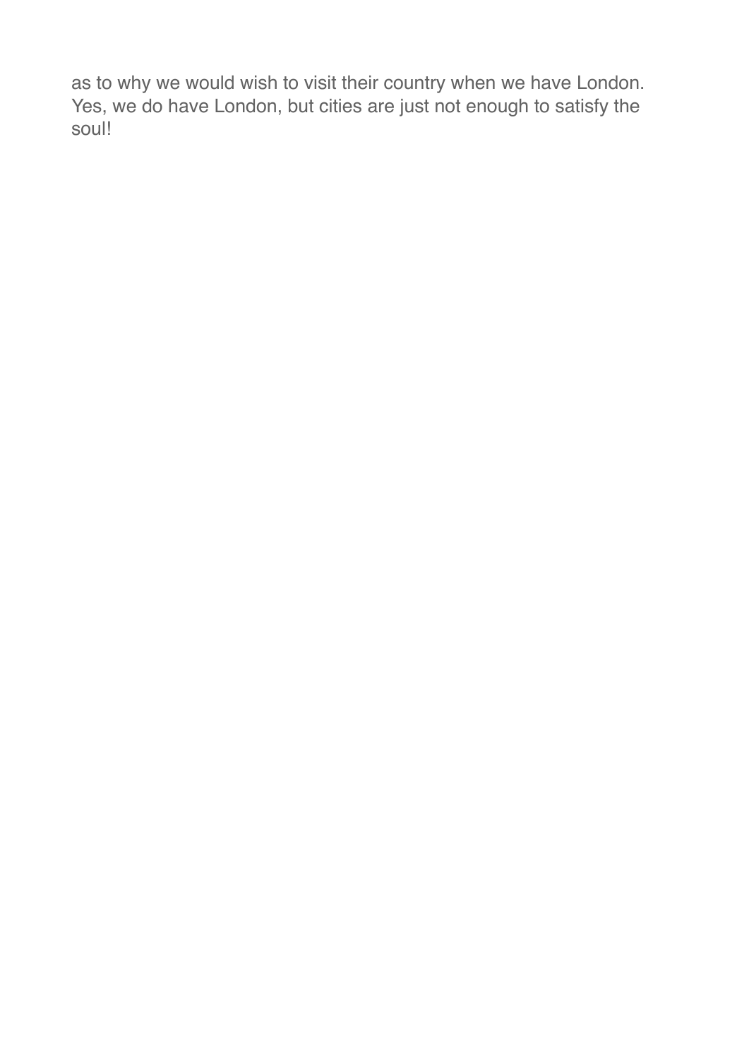as to why we would wish to visit their country when we have London. Yes, we do have London, but cities are just not enough to satisfy the soul!